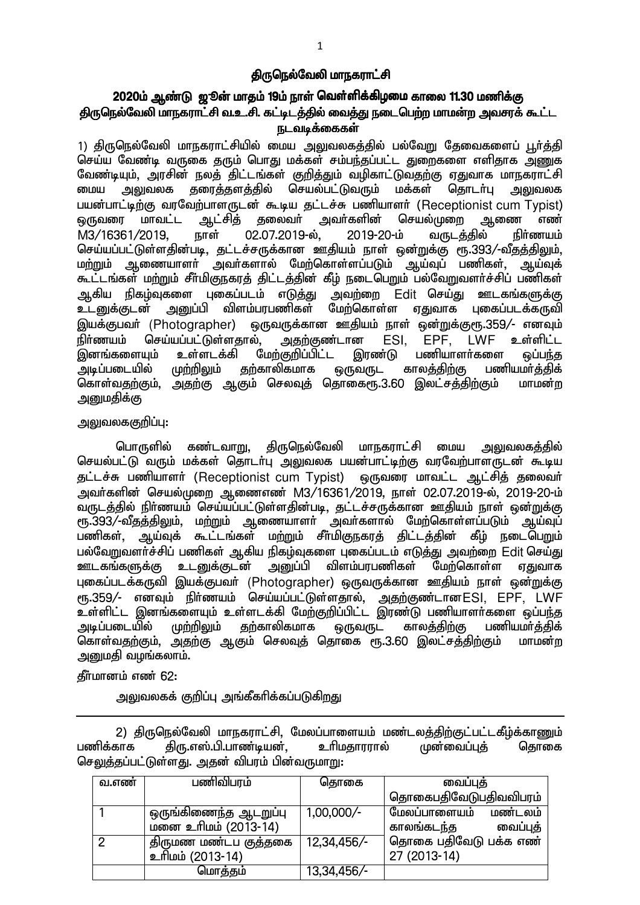# திருநெல்வேலி மாநகராட்சி

## 2020ம் ஆண்டு ஜூன் மாதம் 19ம் நாள் வெள்ளிக்கிழமை காலை 11.30 மணிக்கு திருநெல்வேலி மாநகராட்சி வ.உ.சி. கட்டிடத்தில் வைத்து நடைபெற்ற மாமன்ற அவசரக் கூட்ட நடவடிக்கைகள்

1) திருநெல்வேலி மாநகராட்சியில் மைய அலுவலகத்தில் பல்வேறு தேவைகளைப் பூர்த்தி செய்ய வேண்டி வருகை தரும் பொது மக்கள் சம்பந்தப்பட்ட துறைகளை எளிதாக அணுக வேண்டியும், அரசின் நலத் திட்டங்கள் குறித்தும் வழிகாட்டுவதற்கு ஏதுவாக மாநகராட்சி மைய அலுவலக தரைத்தளத்தில் செயல்பட்டுவரும் மக்கள் தொடர்பு அலுவலக பயன்பாட்டிற்கு வரவேற்பாளருடன் கூடிய தட்டச்சு பணியாளர் (Receptionist cum Typist) ஒருவரை மாவட்ட ஆட்சித் தலைவர் அவர்களின் செயல்முறை ஆணை எண் M3/16361/2019, நாள் 02.07.2019-ல், 2019-20-ம் வருடத்தில் நிர்ணயம் செய்யப்பட்டுள்ளதின்படி, தட்டச்சருக்கான ஊதியம் நாள் ஒன்றுக்கு ரூ.393/-வீதத்திலும், மற்றும் ஆணையாளர் அவர்களால் மேற்கொள்ளப்படும் ஆய்வுப் பணிகள், ஆய்வுக் கூட்டங்கள் மற்றும் சீர்மிகுநகரத் திட்டத்தின் கீழ் நடைபெறும் பல்வேறுவளர்ச்சிப் பணிகள் ஆகிய நிகழ்வுகளை புகைப்படம் எடுத்து அவற்றை Edit செய்து ஊடகங்களுக்கு உடனுக்குடன் அனுப்பி விளம்பரபணிகள் மேற்கொள்ள ஏதுவாக புகைப்படக்கருவி இயக்குபவர் (Photographer) ஒருவருக்கான ஊதியம் நாள் ஒன்றுக்குரூ.359/- எனவும் நிர்ணயம் செய்யப்பட்டுள்ளதால், அதற்குண்டான ESI, EPF, LWF உள்ளிட்ட இனங்களையும் உள்ளடக்கி மேற்குறிப்பிட்ட இரண்டு பணியாளர்களை ஒப்பந்த அடிப்படையில் முற்றிலும் தற்காலிகமாக ஒருவருட காலத்திற்கு பணியமர்த்திக் கொள்வதற்கும், அதற்கு ஆகும் செலவுத் தொகைரூ.3.60 இலட்சத்திற்கும் மாமன்ற அனுமதிக்கு

அலுவலககுறிப்பு:

பொருளில் கண்டவாறு, திருநெல்வேலி மாநகராட்சி மைய அலுவலகத்தில் செயல்பட்டு வரும் மக்கள் தொடர்பு அலுவலக பயன்பாட்டிற்கு வரவேற்பாளருடன் கூடிய தட்டச்சு பணியாளர் (Receptionist cum Typist) ஒருவரை மாவட்ட ஆட்சித் தலைவர் அவர்களின் செயல்முறை ஆணைஎண் M3/16361/2019, நாள் 02.07.2019-ல், 2019-20-ம் வருடத்தில் நிர்ணயம் செய்யப்பட்டுள்ளதின்படி, தட்டச்சருக்கான ஊதியம் நாள் ஒன்றுக்கு ரூ.393/-வீதத்திலும், மற்றும் ஆணையாளர் அவர்களால் மேற்கொள்ளப்படும் ஆய்வுப் பணிகள், ஆய்வுக் கூட்டங்கள் மற்றும் சீர்மிகுநகரத் திட்டத்தின் கீழ் நடைபெறும் பல்வேறுவளர்ச்சிப் பணிகள் ஆகிய நிகழ்வுகளை புகைப்படம் எடுத்து அவற்றை Edit செய்து ஊடகங்களுக்கு உடனுக்குடன் அனுப்பி விளம்பரபணிகள் மேற்கொள்ள ஏதுவாக புகைப்படக்கருவி இயக்குபவர் (Photographer) ஒருவருக்கான ஊதியம் நாள் ஒன்றுக்கு ரூ.359/- எனவும் நிர்ணயம் செய்யப்பட்டுள்ளதால், அதற்குண்டானESI, EPF, LWF உள்ளிட்ட இனங்களையும் உள்ளடக்கி மேற்குறிப்பிட்ட இரண்டு பணியாளர்களை ஒப்பந்த அடிப்படையில் முற்றிலும் தற்காலிகமாக ஒருவருட காலத்திற்கு பணியமர்த்திக் கொள்வதற்கும், அதற்கு ஆகும் செலவுத் தொகை ரூ.3.60 இலட்சத்திற்கும் மாமன்ற அனுமதி வழங்கலாம்.

தீர்மானம் எண் 62:

அலுவலகக் குறிப்பு அங்கீகரிக்கப்படுகிறது

---

2) திருநெல்வேலி மாநகராட்சி, மேலப்பாளையம் மண்டலத்திற்குட்பட்டகீழ்க்காணும் பணிக்காக திரு.எஸ்.பி.பாண்டியன், உரிமதாரரால் முன்வைப்புத் தொகை செலுத்தப்பட்டுள்ளது. அதன் விபரம் பின்வருமாறு:

| வ.எண் | பணிவிபரம் | தொகை | வைப்புத் தொகைபதிவேடுபதிவவிபரம் |
|---|---|---|---|
| 1 | ஒருங்கிணைந்த ஆடறுப்பு மனை உரிமம் (2013-14) | 1,00,000/- | மேலப்பாளையம் மண்டலம் காலங்கடந்த வைப்புத் தொகை பதிவேடு பக்க எண் 27 (2013-14) |
| 2 | திருமண மண்டப குத்தகை உரிமம் (2013-14) | 12,34,456/- | |
| | மொத்தம் | 13,34,456/- | |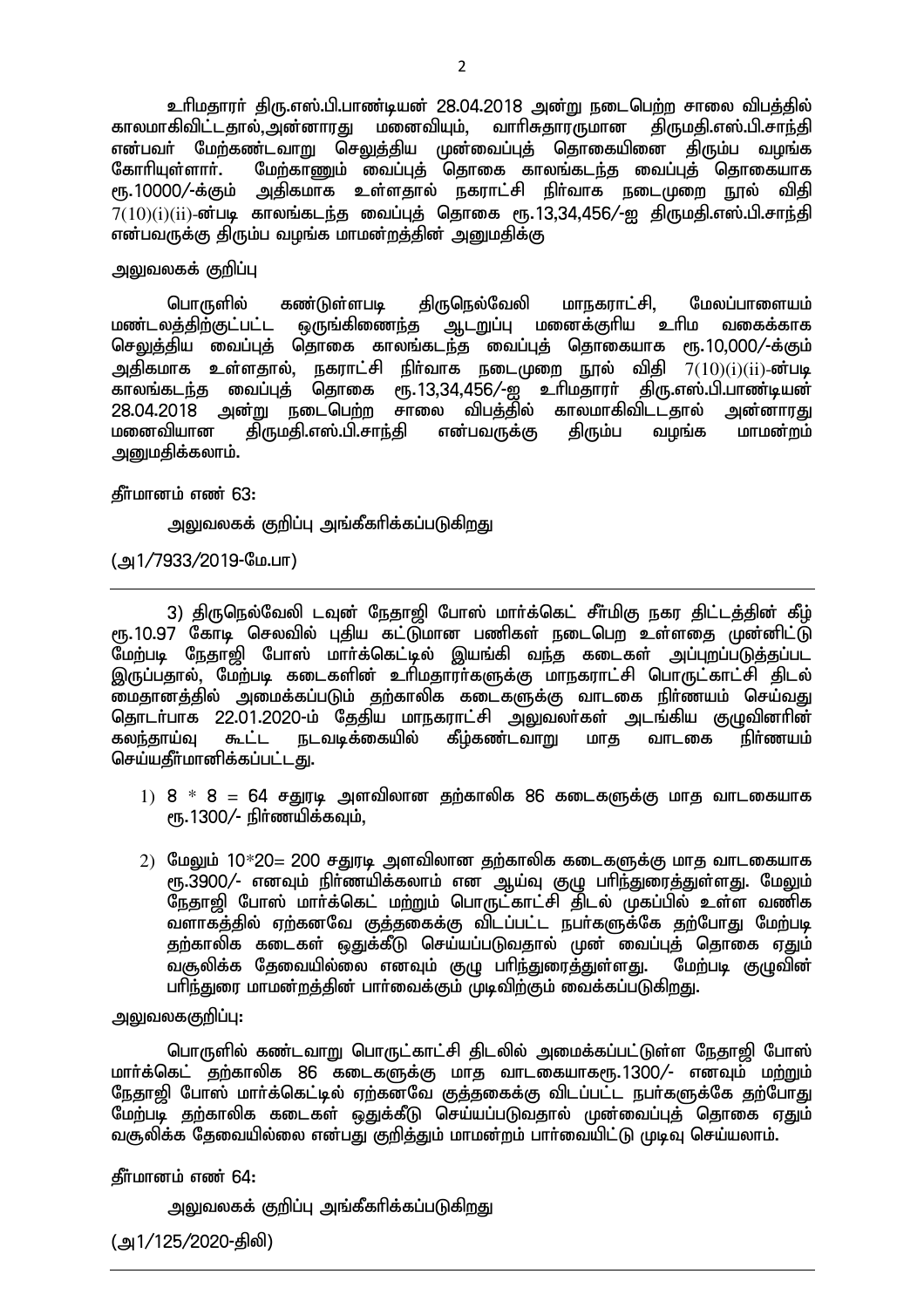உரிமதாரர் திரு.எஸ்.பி.பாண்டியன் 28.04.2018 அன்று நடைபெற்ற சாலை விபத்தில் காலமாகிவிட்டதால்,அன்னாரது மனைவியும், வாரிசுதாரருமான திருமதி.எஸ்.பி.சாந்தி என்பவர் மேற்கண்டவாறு செலுத்திய முன்வைப்புத் தொகையினை திரும்ப வழங்க கோரியுள்ளார். மேற்காணும் வைப்புத் தொகை காலங்கடந்த வைப்புத் தொகையாக ரூ.10000/-க்கும் அதிகமாக உள்ளதால் நகராட்சி நிர்வாக நடைமுறை நூல் விதி 7(10)(i)(ii)-ன்படி காலங்கடந்த வைப்புத் தொகை ரூ.13,34,456/-ஐ திருமதி.எஸ்.பி.சாந்தி என்பவருக்கு திரும்ப வழங்க மாமன்றத்தின் அனுமதிக்கு

அலுவலகக் குறிப்பு

பொருளில் கண்டுள்ளபடி திருநெல்வேலி மாநகராட்சி, மேலப்பாளையம் மண்டலத்திற்குட்பட்ட ஒருங்கிணைந்த ஆடறுப்பு மனைக்குரிய உரிம வகைக்காக செலுத்திய வைப்புத் தொகை காலங்கடந்த வைப்புத் தொகையாக ரூ.10,000/-க்கும் அதிகமாக உள்ளதால், நகராட்சி நிர்வாக நடைமுறை நூல் விதி 7(10)(i)(ii)-ன்படி காலங்கடந்த வைப்புத் தொகை ரூ.13,34,456/-ஐ உரிமதாரர் திரு.எஸ்.பி.பாண்டியன் 28.04.2018 அன்று நடைபெற்ற சாலை விபத்தில் காலமாகிவிட்டதால் அன்னாரது மனைவியான திருமதி.எஸ்.பி.சாந்தி என்பவருக்கு திரும்ப வழங்க மாமன்றம் அனுமதிக்கலாம்.

தீர்மானம் எண் 63:

அலுவலகக் குறிப்பு அங்கீகரிக்கப்படுகிறது

(அ1/7933/2019-மே.பா)

---

3) திருநெல்வேலி டவுன் நேதாஜி போஸ் மார்க்கெட் சீர்மிகு நகர திட்டத்தின் கீழ் ரூ.10.97 கோடி செலவில் புதிய கட்டுமான பணிகள் நடைபெற உள்ளதை முன்னிட்டு மேற்படி நேதாஜி போஸ் மார்க்கெட்டில் இயங்கி வந்த கடைகள் அப்புறப்படுத்தப்பட இருப்பதால், மேற்படி கடைகளின் உரிமதாரர்களுக்கு மாநகராட்சி பொருட்காட்சி திடல் மைதானத்தில் அமைக்கப்படும் தற்காலிக கடைகளுக்கு வாடகை நிர்ணயம் செய்வது தொடர்பாக 22.01.2020-ம் தேதிய மாநகராட்சி அலுவலர்கள் அடங்கிய குழுவினரின் கலந்தாய்வு கூட்ட நடவடிக்கையில் கீழ்கண்டவாறு மாத வாடகை நிர்ணயம் செய்யதீர்மானிக்கப்பட்டது.

1) 8 * 8 = 64 சதுரடி அளவிலான தற்காலிக 86 கடைகளுக்கு மாத வாடகையாக ரூ.1300/- நிர்ணயிக்கவும்,

2) மேலும் 10*20= 200 சதுரடி அளவிலான தற்காலிக கடைகளுக்கு மாத வாடகையாக ரூ.3900/- எனவும் நிர்ணயிக்கலாம் என ஆய்வு குழு பரிந்துரைத்துள்ளது. மேலும் நேதாஜி போஸ் மார்க்கெட் மற்றும் பொருட்காட்சி திடல் முகப்பில் உள்ள வணிக வளாகத்தில் ஏற்கனவே குத்தகைக்கு விடப்பட்ட நபர்களுக்கே தற்போது மேற்படி தற்காலிக கடைகள் ஒதுக்கீடு செய்யப்படுவதால் முன் வைப்புத் தொகை ஏதும் வசூலிக்க தேவையில்லை எனவும் குழு பரிந்துரைத்துள்ளது. மேற்படி குழுவின் பரிந்துரை மாமன்றத்தின் பார்வைக்கும் முடிவிற்கும் வைக்கப்படுகிறது.

அலுவலககுறிப்பு:

பொருளில் கண்டவாறு பொருட்காட்சி திடலில் அமைக்கப்பட்டுள்ள நேதாஜி போஸ் மார்க்கெட் தற்காலிக 86 கடைகளுக்கு மாத வாடகையாகரூ.1300/- எனவும் மற்றும் நேதாஜி போஸ் மார்க்கெட்டில் ஏற்கனவே குத்தகைக்கு விடப்பட்ட நபர்களுக்கே தற்போது மேற்படி தற்காலிக கடைகள் ஒதுக்கீடு செய்யப்படுவதால் முன்வைப்புத் தொகை ஏதும் வசூலிக்க தேவையில்லை என்பது குறித்தும் மாமன்றம் பார்வையிட்டு முடிவு செய்யலாம்.

தீர்மானம் எண் 64:

அலுவலகக் குறிப்பு அங்கீகரிக்கப்படுகிறது

(அ1/125/2020-திலி)

---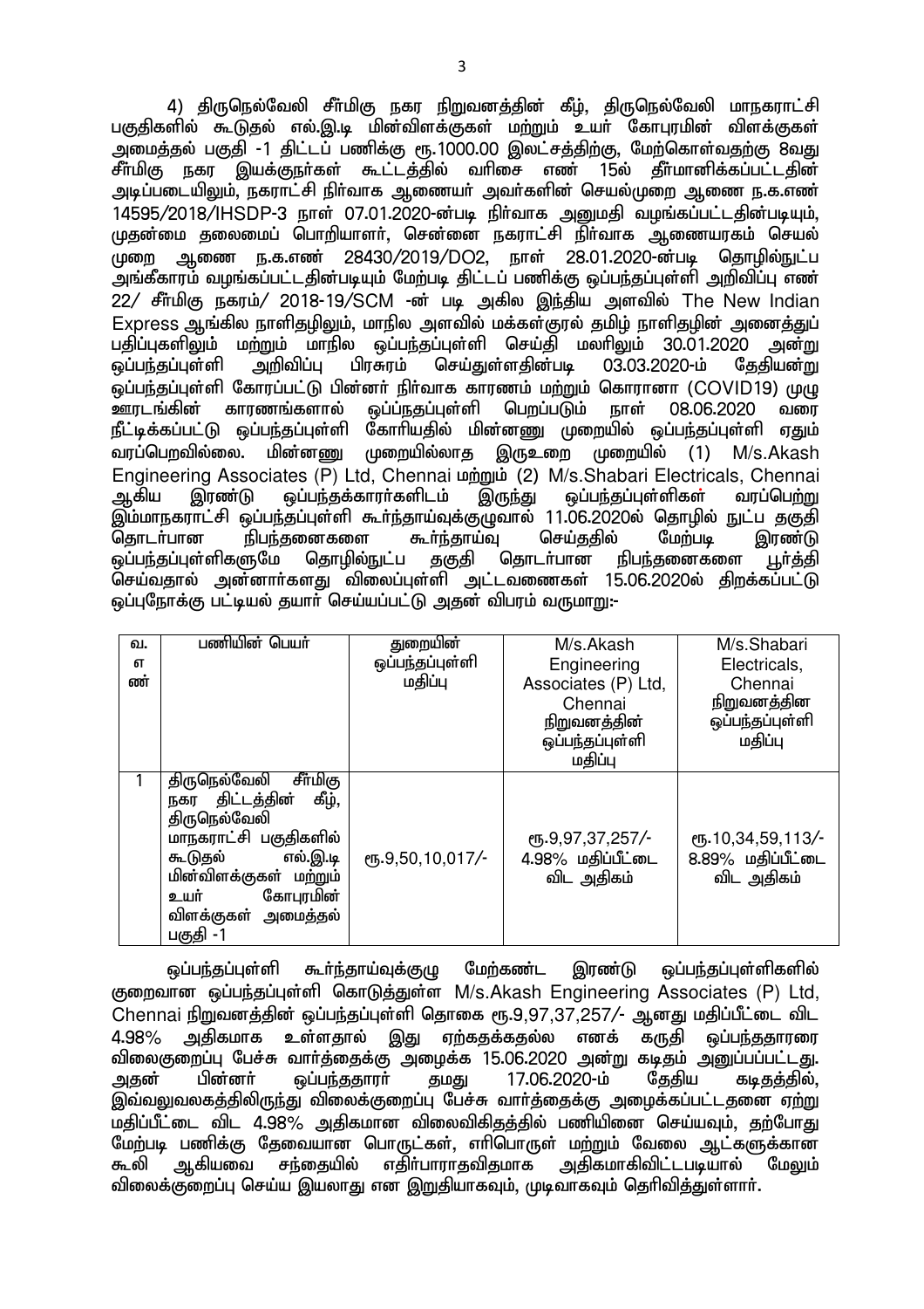4) திருநெல்வேலி சீர்மிகு நகர நிறுவனத்தின் கீழ், திருநெல்வேலி மாநகராட்சி பகுதிகளில் கூடுதல் எல்.இ.டி மின்விளக்குகள் மற்றும் உயர் கோபுரமின் விளக்குகள் அமைத்தல் பகுதி -1 திட்டப் பணிக்கு ரூ.1000.00 இலட்சத்திற்கு, மேற்கொள்வதற்கு 8வது சீர்மிகு நகர இயக்குநர்கள் கூட்டத்தில் வரிசை எண் 15ல் தீர்மானிக்கப்பட்டதின் அடிப்படையிலும், நகராட்சி நிர்வாக ஆணையர் அவர்களின் செயல்முறை ஆணை ந.க.எண் 14595/2018/IHSDP-3 நாள் 07.01.2020-ன்படி நிர்வாக அனுமதி வழங்கப்பட்டதின்படியும், முதன்மை தலைமைப் பொறியாளர், சென்னை நகராட்சி நிர்வாக ஆணையரகம் செயல் முறை ஆணை ந.க.எண் 28430/2019/DO2, நாள் 28.01.2020-ன்படி தொழில்நுட்ப அங்கீகாரம் வழங்கப்பட்டதின்படியும் மேற்படி திட்டப் பணிக்கு ஒப்பந்தப்புள்ளி அறிவிப்பு எண் 22/ சீர்மிகு நகரம்/ 2018-19/SCM -ன் படி அகில இந்திய அளவில் The New Indian Express ஆங்கில நாளிதழிலும், மாநில அளவில் மக்கள்குரல் தமிழ் நாளிதழின் அனைத்துப் பதிப்புகளிலும் மற்றும் மாநில ஒப்பந்தப்புள்ளி செய்தி மலரிலும் 30.01.2020 அன்று ஒப்பந்தப்புள்ளி அறிவிப்பு பிரசுரம் செய்துள்ளதின்படி 03.03.2020-ம் தேதியன்று ஒப்பந்தப்புள்ளி கோரப்பட்டு பின்னர் நிர்வாக காரணம் மற்றும் கொரானா (COVID19) முழு ஊரடங்கின் காரணங்களால் ஒப்பந்தப்புள்ளி பெறப்படும் நாள் 08.06.2020 வரை நீட்டிக்கப்பட்டு ஒப்பந்தப்புள்ளி கோரியதில் மின்னணு முறையில் ஒப்பந்தப்புள்ளி ஏதும் வரப்பெறவில்லை. மின்னணு முறையில்லாத இருஉறை முறையில் (1) M/s.Akash Engineering Associates (P) Ltd, Chennai மற்றும் (2) M/s.Shabari Electricals, Chennai ஆகிய இரண்டு ஒப்பந்தக்காரர்களிடம் இருந்து ஒப்பந்தப்புள்ளிகள் வரப்பெற்று இம்மாநகராட்சி ஒப்பந்தப்புள்ளி கூர்ந்தாய்வுக்குழுவால் 11.06.2020ல் தொழில் நுட்ப தகுதி தொடர்பான நிபந்தனைகளை கூர்ந்தாய்வு செய்ததில் மேற்படி இரண்டு ஒப்பந்தப்புள்ளிகளுமே தொழில்நுட்ப தகுதி தொடர்பான நிபந்தனைகளை பூர்த்தி செய்வதால் அன்னார்களது விலைப்புள்ளி அட்டவணைகள் 15.06.2020ல் திறக்கப்பட்டு ஒப்புநோக்கு பட்டியல் தயார் செய்யப்பட்டு அதன் விபரம் வருமாறு:-

| வ. எண் | பணியின் பெயர் | துறையின் ஒப்பந்தப்புள்ளி மதிப்பு | M/s.Akash Engineering Associates (P) Ltd, Chennai நிறுவனத்தின் ஒப்பந்தப்புள்ளி மதிப்பு | M/s.Shabari Electricals, Chennai நிறுவனத்தின ஒப்பந்தப்புள்ளி மதிப்பு |
|---|---|---|---|---|
| 1 | திருநெல்வேலி சீர்மிகு நகர திட்டத்தின் கீழ், திருநெல்வேலி மாநகராட்சி பகுதிகளில் கூடுதல் எல்.இ.டி மின்விளக்குகள் மற்றும் உயர் கோபுரமின் விளக்குகள் அமைத்தல் பகுதி -1 | ரூ.9,50,10,017/- | ரூ.9,97,37,257/- 4.98% மதிப்பீட்டை விட அதிகம் | ரூ.10,34,59,113/- 8.89% மதிப்பீட்டை விட அதிகம் |

ஒப்பந்தப்புள்ளி கூர்ந்தாய்வுக்குழு மேற்கண்ட இரண்டு ஒப்பந்தப்புள்ளிகளில் குறைவான ஒப்பந்தப்புள்ளி கொடுத்துள்ள M/s.Akash Engineering Associates (P) Ltd, Chennai நிறுவனத்தின் ஒப்பந்தப்புள்ளி தொகை ரூ.9,97,37,257/- ஆனது மதிப்பீட்டை விட 4.98% அதிகமாக உள்ளதால் இது ஏற்கத்தக்கதல்ல எனக் கருதி ஒப்பந்ததாரரை விலைகுறைப்பு பேச்சு வார்த்தைக்கு அழைக்க 15.06.2020 அன்று கடிதம் அனுப்பப்பட்டது. அதன் பின்னர் ஒப்பந்ததாரர் தமது 17.06.2020-ம் தேதிய கடிதத்தில், இவ்வலுவலகத்திலிருந்து விலைக்குறைப்பு பேச்சு வார்த்தைக்கு அழைக்கப்பட்டதனை ஏற்று மதிப்பீட்டை விட 4.98% அதிகமான விலைவிகிதத்தில் பணியினை செய்யவும், தற்போது மேற்படி பணிக்கு தேவையான பொருட்கள், எரிபொருள் மற்றும் வேலை ஆட்களுக்கான கூலி ஆகியவை சந்தையில் எதிர்பாராதவிதமாக அதிகமாகிவிட்டபடியால் மேலும் விலைக்குறைப்பு செய்ய இயலாது என இறுதியாகவும், முடிவாகவும் தெரிவித்துள்ளார்.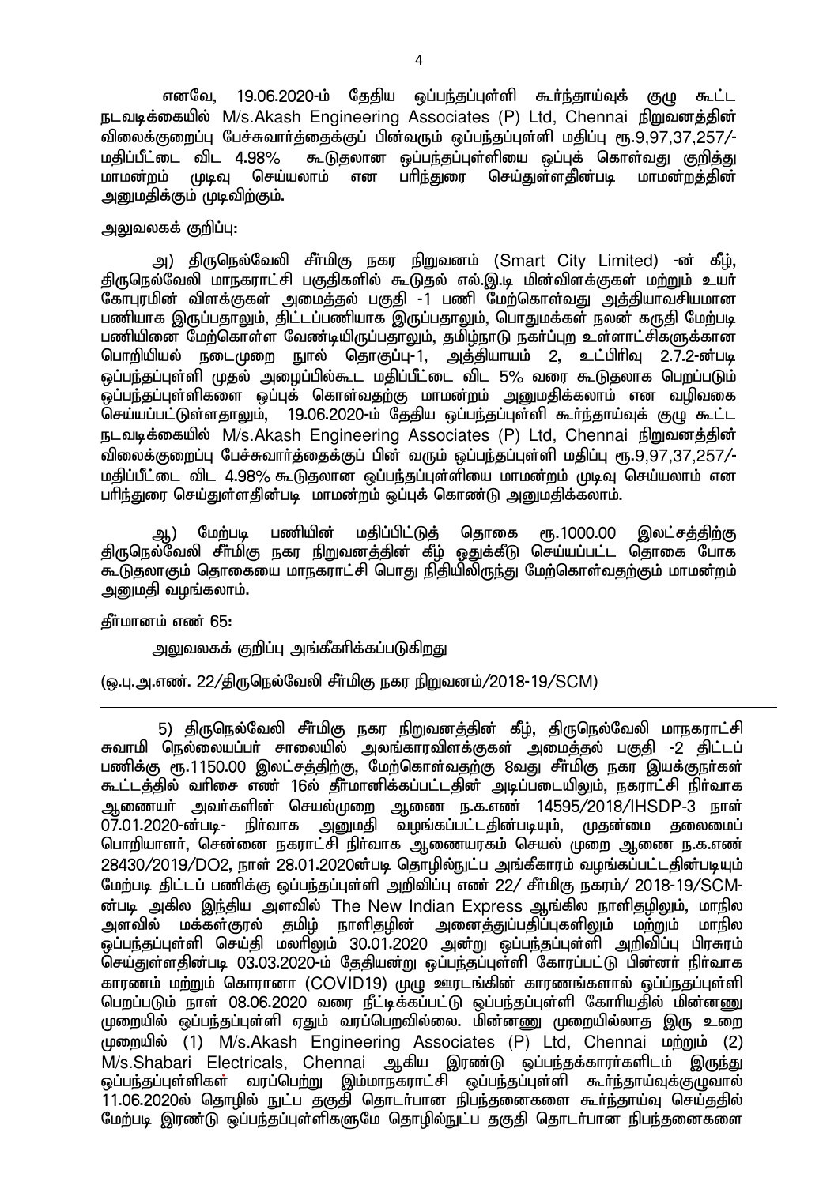எனவே, 19.06.2020-ம் தேதிய ஒப்பந்தப்புள்ளி கூர்ந்தாய்வுக் குழு கூட்ட நடவடிக்கையில் M/s.Akash Engineering Associates (P) Ltd, Chennai நிறுவனத்தின் விலைக்குறைப்பு பேச்சுவார்த்தைக்குப் பின்வரும் ஒப்பந்தப்புள்ளி மதிப்பு ரூ.9,97,37,257/- மதிப்பீட்டை விட 4.98% கூடுதலான ஒப்பந்தப்புள்ளியை ஒப்புக் கொள்வது குறித்து மாமன்றம் முடிவு செய்யலாம் என பரிந்துரை செய்துள்ளதின்படி மாமன்றத்தின் அனுமதிக்கும் முடிவிற்கும்.

அலுவலகக் குறிப்பு:

அ) திருநெல்வேலி சீர்மிகு நகர நிறுவனம் (Smart City Limited) -ன் கீழ், திருநெல்வேலி மாநகராட்சி பகுதிகளில் கூடுதல் எல்.இ.டி மின்விளக்குகள் மற்றும் உயர் கோபுரமின் விளக்குகள் அமைத்தல் பகுதி -1 பணி மேற்கொள்வது அத்தியாவசியமான பணியாக இருப்பதாலும், திட்டப்பணியாக இருப்பதாலும், பொதுமக்கள் நலன் கருதி மேற்படி பணியினை மேற்கொள்ள வேண்டியிருப்பதாலும், தமிழ்நாடு நகர்ப்புற உள்ளாட்சிகளுக்கான பொறியியல் நடைமுறை நூல் தொகுப்பு-1, அத்தியாயம் 2, உட்பிரிவு 2.7.2-ன்படி ஒப்பந்தப்புள்ளி முதல் அழைப்பில்கூட மதிப்பீட்டை விட 5% வரை கூடுதலாக பெறப்படும் ஒப்பந்தப்புள்ளிகளை ஒப்புக் கொள்வதற்கு மாமன்றம் அனுமதிக்கலாம் என வழிவகை செய்யப்பட்டுள்ளதாலும், 19.06.2020-ம் தேதிய ஒப்பந்தப்புள்ளி கூர்ந்தாய்வுக் குழு கூட்ட நடவடிக்கையில் M/s.Akash Engineering Associates (P) Ltd, Chennai நிறுவனத்தின் விலைக்குறைப்பு பேச்சுவார்த்தைக்குப் பின் வரும் ஒப்பந்தப்புள்ளி மதிப்பு ரூ.9,97,37,257/- மதிப்பீட்டை விட 4.98% கூடுதலான ஒப்பந்தப்புள்ளியை மாமன்றம் முடிவு செய்யலாம் என பரிந்துரை செய்துள்ளதின்படி மாமன்றம் ஒப்புக் கொண்டு அனுமதிக்கலாம்.

ஆ) மேற்படி பணியின் மதிப்பிட்டுத் தொகை ரூ.1000.00 இலட்சத்திற்கு திருநெல்வேலி சீர்மிகு நகர நிறுவனத்தின் கீழ் ஒதுக்கீடு செய்யப்பட்ட தொகை போக கூடுதலாகும் தொகையை மாநகராட்சி பொது நிதியிலிருந்து மேற்கொள்வதற்கும் மாமன்றம் அனுமதி வழங்கலாம்.

தீர்மானம் எண் 65:

அலுவலகக் குறிப்பு அங்கீகரிக்கப்படுகிறது

(ஒ.பு.அ.எண். 22/திருநெல்வேலி சீர்மிகு நகர நிறுவனம்/2018-19/SCM)

---

5) திருநெல்வேலி சீர்மிகு நகர நிறுவனத்தின் கீழ், திருநெல்வேலி மாநகராட்சி சுவாமி நெல்லையப்பர் சாலையில் அலங்காரவிளக்குகள் அமைத்தல் பகுதி -2 திட்டப் பணிக்கு ரூ.1150.00 இலட்சத்திற்கு, மேற்கொள்வதற்கு 8வது சீர்மிகு நகர இயக்குநர்கள் கூட்டத்தில் வரிசை எண் 16ல் தீர்மானிக்கப்பட்டதின் அடிப்படையிலும், நகராட்சி நிர்வாக ஆணையர் அவர்களின் செயல்முறை ஆணை ந.க.எண் 14595/2018/IHSDP-3 நாள் 07.01.2020-ன்படி- நிர்வாக அனுமதி வழங்கப்பட்டதின்படியும், முதன்மை தலைமைப் பொறியாளர், சென்னை நகராட்சி நிர்வாக ஆணையரகம் செயல் முறை ஆணை ந.க.எண் 28430/2019/DO2, நாள் 28.01.2020ன்படி தொழில்நுட்ப அங்கீகாரம் வழங்கப்பட்டதின்படியும் மேற்படி திட்டப் பணிக்கு ஒப்பந்தப்புள்ளி அறிவிப்பு எண் 22/ சீர்மிகு நகரம்/ 2018-19/SCM-ன்படி அகில இந்திய அளவில் The New Indian Express ஆங்கில நாளிதழிலும், மாநில அளவில் மக்கள்குரல் தமிழ் நாளிதழின் அனைத்துப்பதிப்புகளிலும் மற்றும் மாநில ஒப்பந்தப்புள்ளி செய்தி மலரிலும் 30.01.2020 அன்று ஒப்பந்தப்புள்ளி அறிவிப்பு பிரசுரம் செய்துள்ளதின்படி 03.03.2020-ம் தேதியன்று ஒப்பந்தப்புள்ளி கோரப்பட்டு பின்னர் நிர்வாக காரணம் மற்றும் கொரானா (COVID19) முழு ஊரடங்கின் காரணங்களால் ஒப்பந்தப்புள்ளி பெறப்படும் நாள் 08.06.2020 வரை நீட்டிக்கப்பட்டு ஒப்பந்தப்புள்ளி கோரியதில் மின்னணு முறையில் ஒப்பந்தப்புள்ளி ஏதும் வரப்பெறவில்லை. மின்னணு முறையில்லாத இரு உறை முறையில் (1) M/s.Akash Engineering Associates (P) Ltd, Chennai மற்றும் (2) M/s.Shabari Electricals, Chennai ஆகிய இரண்டு ஒப்பந்தக்காரர்களிடம் இருந்து ஒப்பந்தப்புள்ளிகள் வரப்பெற்று இம்மாநகராட்சி ஒப்பந்தப்புள்ளி கூர்ந்தாய்வுக்குழுவால் 11.06.2020ல் தொழில் நுட்ப தகுதி தொடர்பான நிபந்தனைகளை கூர்ந்தாய்வு செய்ததில் மேற்படி இரண்டு ஒப்பந்தப்புள்ளிகளுமே தொழில்நுட்ப தகுதி தொடர்பான நிபந்தனைகளை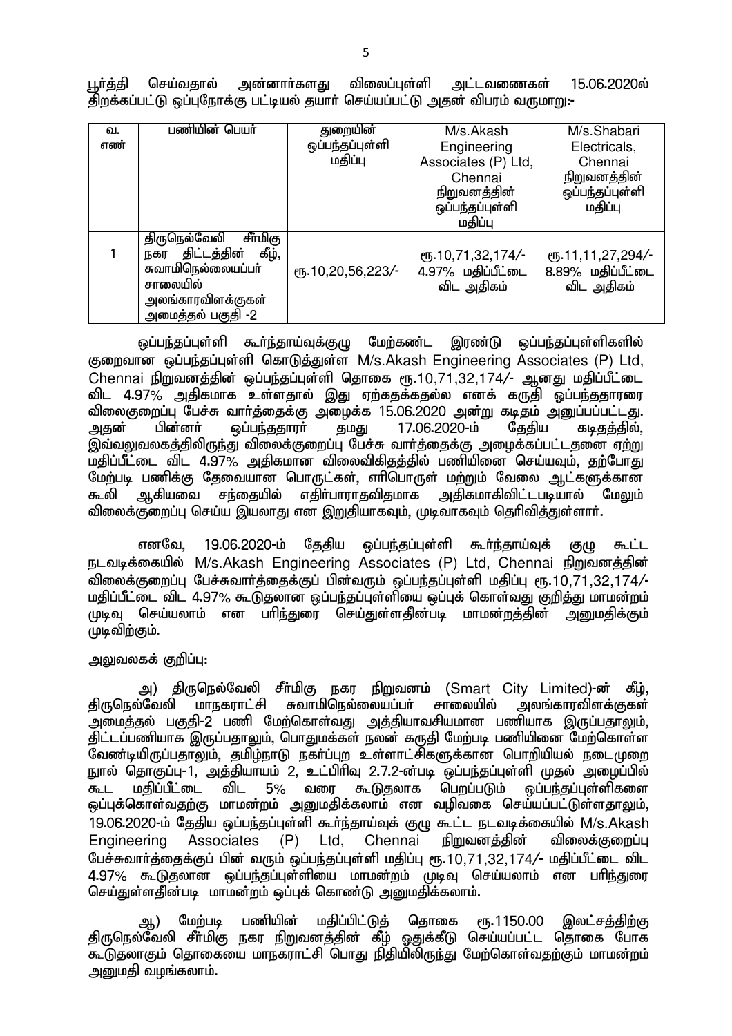பூர்த்தி செய்வதால் அன்னார்களது விலைப்புள்ளி அட்டவணைகள் 15.06.2020ல் திறக்கப்பட்டு ஒப்புநோக்கு பட்டியல் தயார் செய்யப்பட்டு அதன் விபரம் வருமாறு:-

| வ. எண் | பணியின் பெயர் | துறையின் ஒப்பந்தப்புள்ளி மதிப்பு | M/s.Akash Engineering Associates (P) Ltd, Chennai நிறுவனத்தின் ஒப்பந்தப்புள்ளி மதிப்பு | M/s.Shabari Electricals, Chennai நிறுவனத்தின் ஒப்பந்தப்புள்ளி மதிப்பு |
|---|---|---|---|---|
| 1 | திருநெல்வேலி சீர்மிகு நகர திட்டத்தின் கீழ், சுவாமிநெல்லையப்பர் சாலையில் அலங்காரவிளக்குகள் அமைத்தல் பகுதி -2 | ரூ.10,20,56,223/- | ரூ.10,71,32,174/- 4.97% மதிப்பீட்டை விட அதிகம் | ரூ.11,11,27,294/- 8.89% மதிப்பீட்டை விட அதிகம் |

ஒப்பந்தப்புள்ளி கூர்ந்தாய்வுக்குழு மேற்கண்ட இரண்டு ஒப்பந்தப்புள்ளிகளில் குறைவான ஒப்பந்தப்புள்ளி கொடுத்துள்ள M/s.Akash Engineering Associates (P) Ltd, Chennai நிறுவனத்தின் ஒப்பந்தப்புள்ளி தொகை ரூ.10,71,32,174/- ஆனது மதிப்பீட்டை விட 4.97% அதிகமாக உள்ளதால் இது ஏற்கதக்கதல்ல எனக் கருதி ஒப்பந்ததாரரை விலைகுறைப்பு பேச்சு வார்த்தைக்கு அழைக்க 15.06.2020 அன்று கடிதம் அனுப்பப்பட்டது. அதன் பின்னர் ஒப்பந்ததாரர் தமது 17.06.2020-ம் தேதிய கடிதத்தில், இவ்வலுவலகத்திலிருந்து விலைக்குறைப்பு பேச்சு வார்த்தைக்கு அழைக்கப்பட்டதனை ஏற்று மதிப்பீட்டை விட 4.97% அதிகமான விலைவிகிதத்தில் பணியினை செய்யவும், தற்போது மேற்படி பணிக்கு தேவையான பொருட்கள், எரிபொருள் மற்றும் வேலை ஆட்களுக்கான கூலி ஆகியவை சந்தையில் எதிர்பாராதவிதமாக அதிகமாகிவிட்டபடியால் மேலும் விலைக்குறைப்பு செய்ய இயலாது என இறுதியாகவும், முடிவாகவும் தெரிவித்துள்ளார்.

எனவே, 19.06.2020-ம் தேதிய ஒப்பந்தப்புள்ளி கூர்ந்தாய்வுக் குழு கூட்ட நடவடிக்கையில் M/s.Akash Engineering Associates (P) Ltd, Chennai நிறுவனத்தின் விலைக்குறைப்பு பேச்சுவார்த்தைக்குப் பின்வரும் ஒப்பந்தப்புள்ளி மதிப்பு ரூ.10,71,32,174/- மதிப்பீட்டை விட 4.97% கூடுதலான ஒப்பந்தப்புள்ளியை ஒப்புக் கொள்வது குறித்து மாமன்றம் முடிவு செய்யலாம் என பரிந்துரை செய்துள்ளதின்படி மாமன்றத்தின் அனுமதிக்கும் முடிவிற்கும்.

அலுவலகக் குறிப்பு:

அ) திருநெல்வேலி சீர்மிகு நகர நிறுவனம் (Smart City Limited)-ன் கீழ், திருநெல்வேலி மாநகராட்சி சுவாமிநெல்லையப்பர் சாலையில் அலங்காரவிளக்குகள் அமைத்தல் பகுதி-2 பணி மேற்கொள்வது அத்தியாவசியமான பணியாக இருப்பதாலும், திட்டப்பணியாக இருப்பதாலும், பொதுமக்கள் நலன் கருதி மேற்படி பணியினை மேற்கொள்ள வேண்டியிருப்பதாலும், தமிழ்நாடு நகர்ப்புற உள்ளாட்சிகளுக்கான பொறியியல் நடைமுறை நூல் தொகுப்பு-1, அத்தியாயம் 2, உட்பிரிவு 2.7.2-ன்படி ஒப்பந்தப்புள்ளி முதல் அழைப்பில் கூட மதிப்பீட்டை விட 5% வரை கூடுதலாக பெறப்படும் ஒப்பந்தப்புள்ளிகளை ஒப்புக்கொள்வதற்கு மாமன்றம் அனுமதிக்கலாம் என வழிவகை செய்யப்பட்டுள்ளதாலும், 19.06.2020-ம் தேதிய ஒப்பந்தப்புள்ளி கூர்ந்தாய்வுக் குழு கூட்ட நடவடிக்கையில் M/s.Akash Engineering Associates (P) Ltd, Chennai நிறுவனத்தின் விலைக்குறைப்பு பேச்சுவார்த்தைக்குப் பின் வரும் ஒப்பந்தப்புள்ளி மதிப்பு ரூ.10,71,32,174/- மதிப்பீட்டை விட 4.97% கூடுதலான ஒப்பந்தப்புள்ளியை மாமன்றம் முடிவு செய்யலாம் என பரிந்துரை செய்துள்ளதின்படி மாமன்றம் ஒப்புக் கொண்டு அனுமதிக்கலாம்.

ஆ) மேற்படி பணியின் மதிப்பிட்டுத் தொகை ரூ.1150.00 இலட்சத்திற்கு திருநெல்வேலி சீர்மிகு நகர நிறுவனத்தின் கீழ் ஒதுக்கீடு செய்யப்பட்ட தொகை போக கூடுதலாகும் தொகையை மாநகராட்சி பொது நிதியிலிருந்து மேற்கொள்வதற்கும் மாமன்றம் அனுமதி வழங்கலாம்.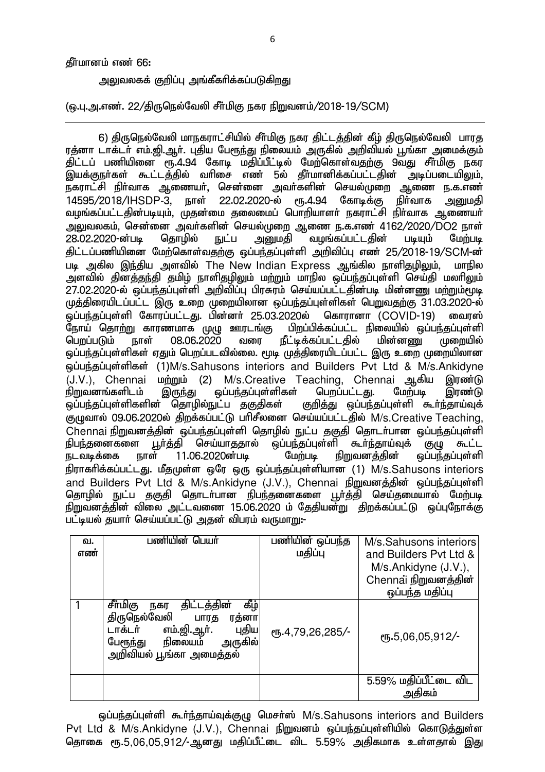தீர்மானம் எண் 66:

அலுவலகக் குறிப்பு அங்கீகரிக்கப்படுகிறது

(ஒ.பு.அ.எண். 22/திருநெல்வேலி சீர்மிகு நகர நிறுவனம்/2018-19/SCM)

---

6) திருநெல்வேலி மாநகராட்சியில் சீர்மிகு நகர திட்டத்தின் கீழ் திருநெல்வேலி பாரத ரத்னா டாக்டர் எம்.ஜி.ஆர். புதிய பேரூந்து நிலையம் அருகில் அறிவியல் பூங்கா அமைக்கும் திட்டப் பணியினை ரூ.4.94 கோடி மதிப்பீட்டில் மேற்கொள்வதற்கு 9வது சீர்மிகு நகர இயக்குநர்கள் கூட்டத்தில் வரிசை எண் 5ல் தீர்மானிக்கப்பட்டதின் அடிப்படையிலும், நகராட்சி நிர்வாக ஆணையர், சென்னை அவர்களின் செயல்முறை ஆணை ந.க.எண் 14595/2018/IHSDP-3, நாள் 22.02.2020-ல் ரூ.4.94 கோடிக்கு நிர்வாக அனுமதி வழங்கப்பட்டதின்படியும், முதன்மை தலைமைப் பொறியாளர் நகராட்சி நிர்வாக ஆணையர் அலுவலகம், சென்னை அவர்களின் செயல்முறை ஆணை ந.க.எண் 4162/2020/DO2 நாள் 28.02.2020-ன்படி தொழில் நுட்ப அனுமதி வழங்கப்பட்டதின் படியும் மேற்படி திட்டப்பணியினை மேற்கொள்வதற்கு ஒப்பந்தப்புள்ளி அறிவிப்பு எண் 25/2018-19/SCM-ன் படி அகில இந்திய அளவில் The New Indian Express ஆங்கில நாளிதழிலும், மாநில அளவில் தினத்தந்தி தமிழ் நாளிதழிலும் மற்றும் மாநில ஒப்பந்தப்புள்ளி செய்தி மலரிலும் 27.02.2020-ல் ஒப்பந்தப்புள்ளி அறிவிப்பு பிரசுரம் செய்யப்பட்டதின்படி மின்னணு மற்றும்மூடி முத்திரையிடப்பட்ட இரு உறை முறையிலான ஒப்பந்தப்புள்ளிகள் பெறுவதற்கு 31.03.2020-ல் ஒப்பந்தப்புள்ளி கோரப்பட்டது. பின்னர் 25.03.2020ல் கொரானா (COVID-19) வைரஸ் நோய் தொற்று காரணமாக முழு ஊரடங்கு பிறப்பிக்கப்பட்ட நிலையில் ஒப்பந்தப்புள்ளி பெறப்படும் நாள் 08.06.2020 வரை நீட்டிக்கப்பட்டதில் மின்னணு முறையில் ஒப்பந்தப்புள்ளிகள் ஏதும் பெறப்படவில்லை. மூடி முத்திரையிடப்பட்ட இரு உறை முறையிலான ஒப்பந்தப்புள்ளிகள் (1)M/s.Sahusons interiors and Builders Pvt Ltd & M/s.Ankidyne (J.V.), Chennai மற்றும் (2) M/s.Creative Teaching, Chennai ஆகிய இரண்டு நிறுவனங்களிடம் இருந்து ஒப்பந்தப்புள்ளிகள் பெறப்பட்டது. மேற்படி இரண்டு ஒப்பந்தப்புள்ளிகளின் தொழில்நுட்ப தகுதிகள் குறித்து ஒப்பந்தப்புள்ளி கூர்ந்தாய்வுக் குழுவால் 09.06.2020ல் திறக்கப்பட்டு பரிசீலனை செய்யப்பட்டதில் M/s.Creative Teaching, Chennai நிறுவனத்தின் ஒப்பந்தப்புள்ளி தொழில் நுட்ப தகுதி தொடர்பான ஒப்பந்தப்புள்ளி நிபந்தனைகளை பூர்த்தி செய்யாததால் ஒப்பந்தப்புள்ளி கூர்ந்தாய்வுக் குழு கூட்ட நடவடிக்கை நாள் 11.06.2020ன்படி மேற்படி நிறுவனத்தின் ஒப்பந்தப்புள்ளி நிராகரிக்கப்பட்டது. மீதமுள்ள ஒரே ஒரு ஒப்பந்தப்புள்ளியான (1) M/s.Sahusons interiors and Builders Pvt Ltd & M/s.Ankidyne (J.V.), Chennai நிறுவனத்தின் ஒப்பந்தப்புள்ளி தொழில் நுட்ப தகுதி தொடர்பான நிபந்தனைகளை பூர்த்தி செய்தமையால் மேற்படி நிறுவனத்தின் விலை அட்டவணை 15.06.2020 ம் தேதியன்று திறக்கப்பட்டு ஒப்புநோக்கு பட்டியல் தயார் செய்யப்பட்டு அதன் விபரம் வருமாறு:-

| வ. எண் | பணியின் பெயர் | பணியின் ஒப்பந்த மதிப்பு | M/s.Sahusons interiors and Builders Pvt Ltd & M/s.Ankidyne (J.V.), Chennai நிறுவனத்தின் ஒப்பந்த மதிப்பு |
|---|---|---|---|
| 1 | சீர்மிகு நகர திட்டத்தின் கீழ் திருநெல்வேலி பாரத ரத்னா டாக்டர் எம்.ஜி.ஆர். புதிய பேரூந்து நிலையம் அருகில் அறிவியல் பூங்கா அமைத்தல் | ரூ.4,79,26,285/- | ரூ.5,06,05,912/- |
| | | | 5.59% மதிப்பீட்டை விட அதிகம் |

ஒப்பந்தப்புள்ளி கூர்ந்தாய்வுக்குழு மெசர்ஸ் M/s.Sahusons interiors and Builders Pvt Ltd & M/s.Ankidyne (J.V.), Chennai நிறுவனம் ஒப்பந்தப்புள்ளியில் கொடுத்துள்ள தொகை ரூ.5,06,05,912/-ஆனது மதிப்பீட்டை விட 5.59% அதிகமாக உள்ளதால் இது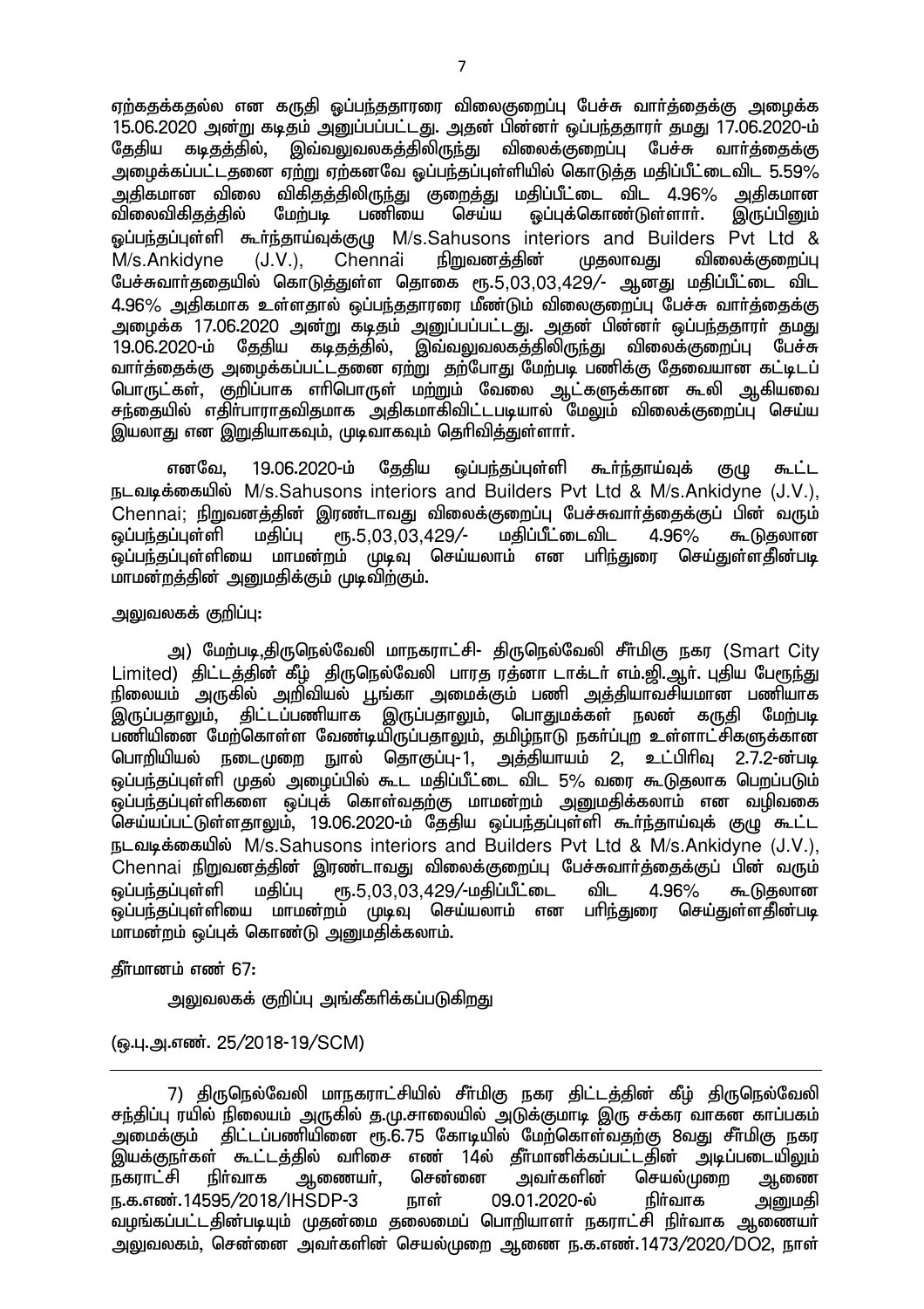ஏற்கதக்கதல்ல என கருதி ஒப்பந்ததாரரை விலைகுறைப்பு பேச்சு வார்த்தைக்கு அழைக்க 15.06.2020 அன்று கடிதம் அனுப்பப்பட்டது. அதன் பின்னர் ஒப்பந்ததாரர் தமது 17.06.2020-ம் தேதிய கடிதத்தில், இவ்வலுவலகத்திலிருந்து விலைக்குறைப்பு பேச்சு வார்த்தைக்கு அழைக்கப்பட்டதனை ஏற்று ஏற்கனவே ஒப்பந்தப்புள்ளியில் கொடுத்த மதிப்பீட்டைவிட 5.59% அதிகமான விலை விகிதத்திலிருந்து குறைத்து மதிப்பீட்டை விட 4.96% அதிகமான விலைவிகிதத்தில் மேற்படி பணியை செய்ய ஒப்புக்கொண்டுள்ளார். இருப்பினும் ஒப்பந்தப்புள்ளி கூர்ந்தாய்வுக்குழு M/s.Sahusons interiors and Builders Pvt Ltd & M/s.Ankidyne (J.V.), Chennai நிறுவனத்தின் முதலாவது விலைக்குறைப்பு பேச்சுவார்தையில் கொடுத்துள்ள தொகை ரூ.5,03,03,429/- ஆனது மதிப்பீட்டை விட 4.96% அதிகமாக உள்ளதால் ஒப்பந்ததாரரை மீண்டும் விலைகுறைப்பு பேச்சு வார்த்தைக்கு அழைக்க 17.06.2020 அன்று கடிதம் அனுப்பப்பட்டது. அதன் பின்னர் ஒப்பந்ததாரர் தமது 19.06.2020-ம் தேதிய கடிதத்தில், இவ்வலுவலகத்திலிருந்து விலைக்குறைப்பு பேச்சு வார்த்தைக்கு அழைக்கப்பட்டதனை ஏற்று தற்போது மேற்படி பணிக்கு தேவையான கட்டிடப் பொருட்கள், குறிப்பாக எரிபொருள் மற்றும் வேலை ஆட்களுக்கான கூலி ஆகியவை சந்தையில் எதிர்பாராதவிதமாக அதிகமாகிவிட்டபடியால் மேலும் விலைக்குறைப்பு செய்ய இயலாது என இறுதியாகவும், முடிவாகவும் தெரிவித்துள்ளார்.

எனவே, 19.06.2020-ம் தேதிய ஒப்பந்தப்புள்ளி கூர்ந்தாய்வுக் குழு கூட்ட நடவடிக்கையில் M/s.Sahusons interiors and Builders Pvt Ltd & M/s.Ankidyne (J.V.), Chennai; நிறுவனத்தின் இரண்டாவது விலைக்குறைப்பு பேச்சுவார்த்தைக்குப் பின் வரும் ஒப்பந்தப்புள்ளி மதிப்பு ரூ.5,03,03,429/- மதிப்பீட்டைவிட 4.96% கூடுதலான ஒப்பந்தப்புள்ளியை மாமன்றம் முடிவு செய்யலாம் என பரிந்துரை செய்துள்ளதின்படி மாமன்றத்தின் அனுமதிக்கும் முடிவிற்கும்.

அலுவலகக் குறிப்பு:

அ) மேற்படி,திருநெல்வேலி மாநகராட்சி- திருநெல்வேலி சீர்மிகு நகர (Smart City Limited) திட்டத்தின் கீழ் திருநெல்வேலி பாரத ரத்னா டாக்டர் எம்.ஜி.ஆர். புதிய பேரூந்து நிலையம் அருகில் அறிவியல் பூங்கா அமைக்கும் பணி அத்தியாவசியமான பணியாக இருப்பதாலும், திட்டப்பணியாக இருப்பதாலும், பொதுமக்கள் நலன் கருதி மேற்படி பணியினை மேற்கொள்ள வேண்டியிருப்பதாலும், தமிழ்நாடு நகர்ப்புற உள்ளாட்சிகளுக்கான பொறியியல் நடைமுறை நூல் தொகுப்பு-1, அத்தியாயம் 2, உட்பிரிவு 2.7.2-ன்படி ஒப்பந்தப்புள்ளி முதல் அழைப்பில் கூட மதிப்பீட்டை விட 5% வரை கூடுதலாக பெறப்படும் ஒப்பந்தப்புள்ளிகளை ஒப்புக் கொள்வதற்கு மாமன்றம் அனுமதிக்கலாம் என வழிவகை செய்யப்பட்டுள்ளதாலும், 19.06.2020-ம் தேதிய ஒப்பந்தப்புள்ளி கூர்ந்தாய்வுக் குழு கூட்ட நடவடிக்கையில் M/s.Sahusons interiors and Builders Pvt Ltd & M/s.Ankidyne (J.V.), Chennai நிறுவனத்தின் இரண்டாவது விலைக்குறைப்பு பேச்சுவார்த்தைக்குப் பின் வரும் ஒப்பந்தப்புள்ளி மதிப்பு ரூ.5,03,03,429/-மதிப்பீட்டை விட 4.96% கூடுதலான ஒப்பந்தப்புள்ளியை மாமன்றம் முடிவு செய்யலாம் என பரிந்துரை செய்துள்ளதின்படி மாமன்றம் ஒப்புக் கொண்டு அனுமதிக்கலாம்.

தீர்மானம் எண் 67:

அலுவலகக் குறிப்பு அங்கீகரிக்கப்படுகிறது

(ஒ.பு.அ.எண். 25/2018-19/SCM)

---

7) திருநெல்வேலி மாநகராட்சியில் சீர்மிகு நகர திட்டத்தின் கீழ் திருநெல்வேலி சந்திப்பு ரயில் நிலையம் அருகில் த.மு.சாலையில் அடுக்குமாடி இரு சக்கர வாகன காப்பகம் அமைக்கும் திட்டப்பணியினை ரூ.6.75 கோடியில் மேற்கொள்வதற்கு 8வது சீர்மிகு நகர இயக்குநர்கள் கூட்டத்தில் வரிசை எண் 14ல் தீர்மானிக்கப்பட்டதின் அடிப்படையிலும் நகராட்சி நிர்வாக ஆணையர், சென்னை அவர்களின் செயல்முறை ஆணை ந.க.எண்.14595/2018/IHSDP-3 நாள் 09.01.2020-ல் நிர்வாக அனுமதி வழங்கப்பட்டதின்படியும் முதன்மை தலைமைப் பொறியாளர் நகராட்சி நிர்வாக ஆணையர் அலுவலகம், சென்னை அவர்களின் செயல்முறை ஆணை ந.க.எண்.1473/2020/DO2, நாள்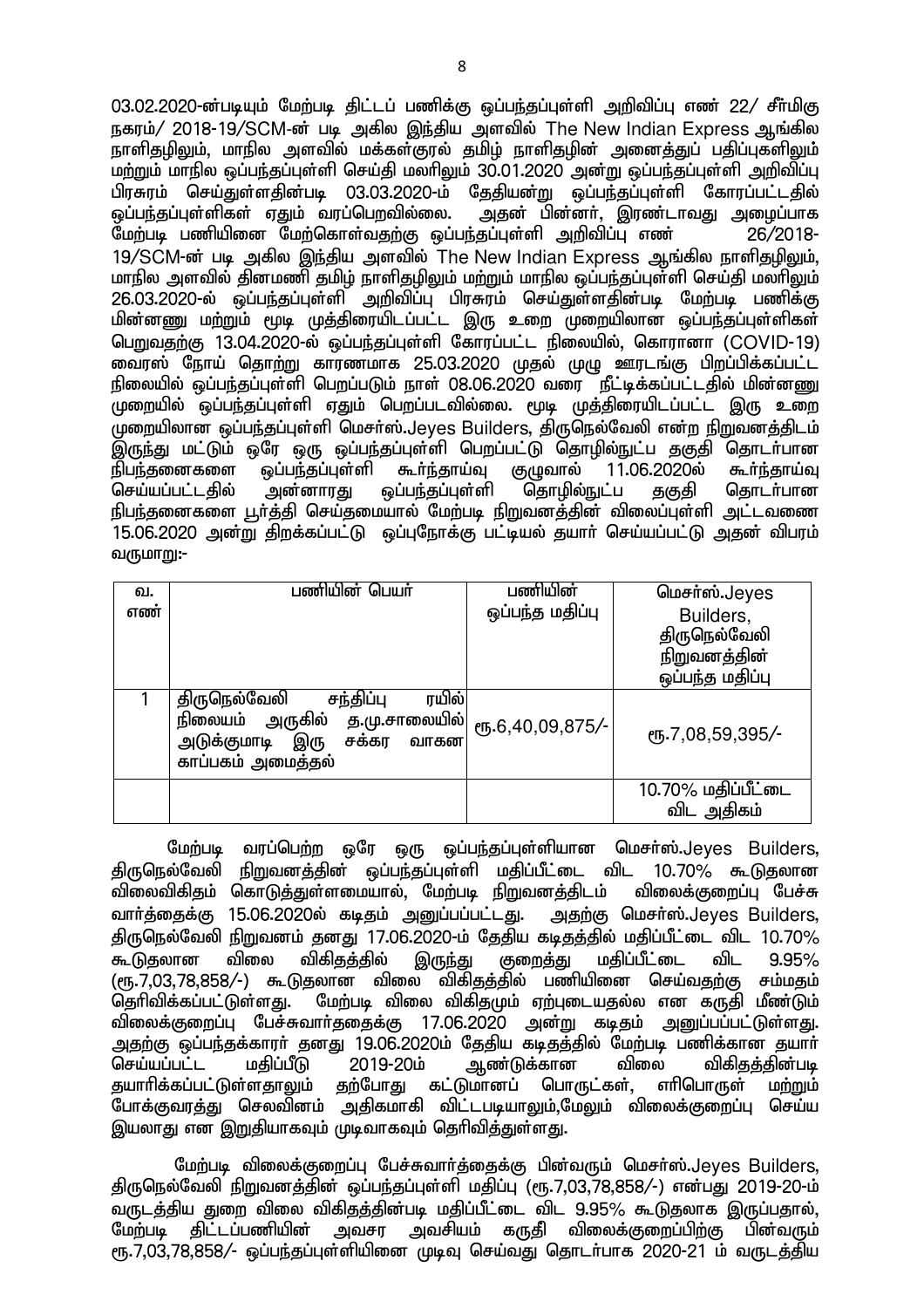03.02.2020-ன்படியும் மேற்படி திட்டப் பணிக்கு ஒப்பந்தப்புள்ளி அறிவிப்பு எண் 22/ சீர்மிகு நகரம்/ 2018-19/SCM-ன் படி அகில இந்திய அளவில் The New Indian Express ஆங்கில நாளிதழிலும், மாநில அளவில் மக்கள்குரல் தமிழ் நாளிதழின் அனைத்துப் பதிப்புகளிலும் மற்றும் மாநில ஒப்பந்தப்புள்ளி செய்தி மலரிலும் 30.01.2020 அன்று ஒப்பந்தப்புள்ளி அறிவிப்பு பிரசுரம் செய்துள்ளதின்படி 03.03.2020-ம் தேதியன்று ஒப்பந்தப்புள்ளி கோரப்பட்டதில் ஒப்பந்தப்புள்ளிகள் ஏதும் வரப்பெறவில்லை. அதன் பின்னர், இரண்டாவது அழைப்பாக மேற்படி பணியினை மேற்கொள்வதற்கு ஒப்பந்தப்புள்ளி அறிவிப்பு எண் 26/2018-19/SCM-ன் படி அகில இந்திய அளவில் The New Indian Express ஆங்கில நாளிதழிலும், மாநில அளவில் தினமணி தமிழ் நாளிதழிலும் மற்றும் மாநில ஒப்பந்தப்புள்ளி செய்தி மலரிலும் 26.03.2020-ல் ஒப்பந்தப்புள்ளி அறிவிப்பு பிரசுரம் செய்துள்ளதின்படி மேற்படி பணிக்கு மின்னணு மற்றும் மூடி முத்திரையிடப்பட்ட இரு உறை முறையிலான ஒப்பந்தப்புள்ளிகள் பெறுவதற்கு 13.04.2020-ல் ஒப்பந்தப்புள்ளி கோரப்பட்ட நிலையில், கொரானா (COVID-19) வைரஸ் நோய் தொற்று காரணமாக 25.03.2020 முதல் முழு ஊரடங்கு பிறப்பிக்கப்பட்ட நிலையில் ஒப்பந்தப்புள்ளி பெறப்படும் நாள் 08.06.2020 வரை நீட்டிக்கப்பட்டதில் மின்னணு முறையில் ஒப்பந்தப்புள்ளி ஏதும் பெறப்படவில்லை. மூடி முத்திரையிடப்பட்ட இரு உறை முறையிலான ஒப்பந்தப்புள்ளி மெசர்ஸ்.Jeyes Builders, திருநெல்வேலி என்ற நிறுவனத்திடம் இருந்து மட்டும் ஒரே ஒரு ஒப்பந்தப்புள்ளி பெறப்பட்டு தொழில்நுட்ப தகுதி தொடர்பான நிபந்தனைகளை ஒப்பந்தப்புள்ளி கூர்ந்தாய்வு குழுவால் 11.06.2020ல் கூர்ந்தாய்வு செய்யப்பட்டதில் அன்னாரது ஒப்பந்தப்புள்ளி தொழில்நுட்ப தகுதி தொடர்பான நிபந்தனைகளை பூர்த்தி செய்தமையால் மேற்படி நிறுவனத்தின் விலைப்புள்ளி அட்டவணை 15.06.2020 அன்று திறக்கப்பட்டு ஒப்புநோக்கு பட்டியல் தயார் செய்யப்பட்டு அதன் விபரம் வருமாறு:-

| வ. எண் | பணியின் பெயர் | பணியின் ஒப்பந்த மதிப்பு | மெசர்ஸ்.Jeyes Builders, திருநெல்வேலி நிறுவனத்தின் ஒப்பந்த மதிப்பு |
|---|---|---|---|
| 1 | திருநெல்வேலி சந்திப்பு ரயில் நிலையம் அருகில் த.மு.சாலையில் அடுக்குமாடி இரு சக்கர வாகன காப்பகம் அமைத்தல் | ரூ.6,40,09,875/- | ரூ.7,08,59,395/- |
| | | | 10.70% மதிப்பீட்டை விட அதிகம் |

மேற்படி வரப்பெற்ற ஒரே ஒரு ஒப்பந்தப்புள்ளியான மெசர்ஸ்.Jeyes Builders, திருநெல்வேலி நிறுவனத்தின் ஒப்பந்தப்புள்ளி மதிப்பீட்டை விட 10.70% கூடுதலான விலைவிகிதம் கொடுத்துள்ளமையால், மேற்படி நிறுவனத்திடம் விலைக்குறைப்பு பேச்சு வார்த்தைக்கு 15.06.2020ல் கடிதம் அனுப்பப்பட்டது. அதற்கு மெசர்ஸ்.Jeyes Builders, திருநெல்வேலி நிறுவனம் தனது 17.06.2020-ம் தேதிய கடிதத்தில் மதிப்பீட்டை விட 10.70% கூடுதலான விலை விகிதத்தில் இருந்து குறைத்து மதிப்பீட்டை விட 9.95% (ரூ.7,03,78,858/-) கூடுதலான விலை விகிதத்தில் பணியினை செய்வதற்கு சம்மதம் தெரிவிக்கப்பட்டுள்ளது. மேற்படி விலை விகிதமும் ஏற்புடையதல்ல என கருதி மீண்டும் விலைக்குறைப்பு பேச்சுவார்ததைக்கு 17.06.2020 அன்று கடிதம் அனுப்பப்பட்டுள்ளது. அதற்கு ஒப்பந்தக்காரர் தனது 19.06.2020ம் தேதிய கடிதத்தில் மேற்படி பணிக்கான தயார் செய்யப்பட்ட மதிப்பீடு 2019-20ம் ஆண்டுக்கான விலை விகிதத்தின்படி தயாரிக்கப்பட்டுள்ளதாலும் தற்போது கட்டுமானப் பொருட்கள், எரிபொருள் மற்றும் போக்குவரத்து செலவினம் அதிகமாகி விட்டபடியாலும்,மேலும் விலைக்குறைப்பு செய்ய இயலாது என இறுதியாகவும் முடிவாகவும் தெரிவித்துள்ளது.

மேற்படி விலைக்குறைப்பு பேச்சுவார்த்தைக்கு பின்வரும் மெசர்ஸ்.Jeyes Builders, திருநெல்வேலி நிறுவனத்தின் ஒப்பந்தப்புள்ளி மதிப்பு (ரூ.7,03,78,858/-) என்பது 2019-20-ம் வருடத்திய துறை விலை விகிதத்தின்படி மதிப்பீட்டை விட 9.95% கூடுதலாக இருப்பதால், மேற்படி திட்டப்பணியின் அவசர அவசியம் கருதி விலைக்குறைப்பிற்கு பின்வரும் ரூ.7,03,78,858/- ஒப்பந்தப்புள்ளியினை முடிவு செய்வது தொடர்பாக 2020-21 ம் வருடத்திய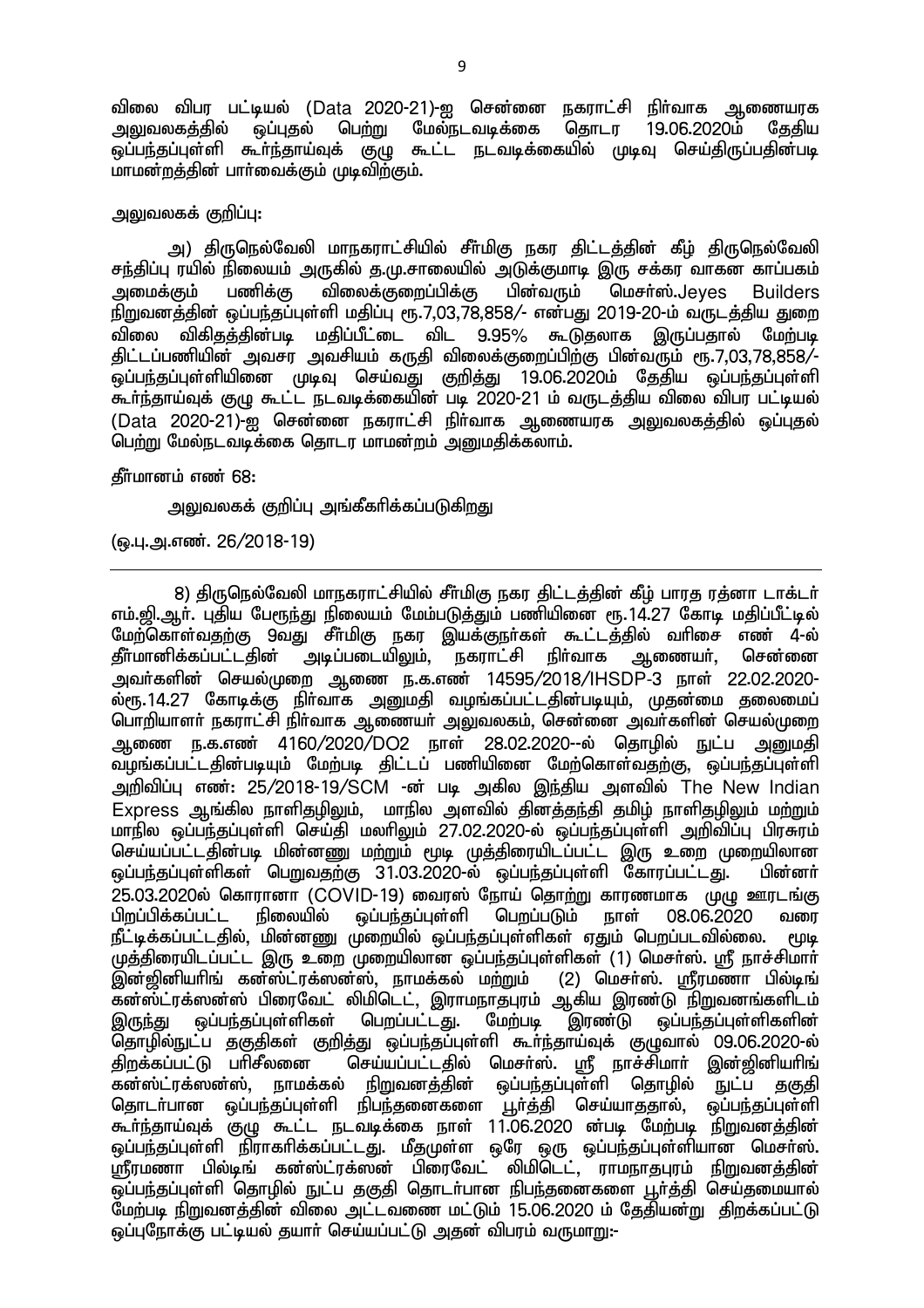விலை விபர பட்டியல் (Data 2020-21)-ஐ சென்னை நகராட்சி நிர்வாக ஆணையரக அலுவலகத்தில் ஒப்புதல் பெற்று மேல்நடவடிக்கை தொடர 19.06.2020ம் தேதிய ஒப்பந்தப்புள்ளி கூர்ந்தாய்வுக் குழு கூட்ட நடவடிக்கையில் முடிவு செய்திருப்பதின்படி மாமன்றத்தின் பார்வைக்கும் முடிவிற்கும்.

அலுவலகக் குறிப்பு:

அ) திருநெல்வேலி மாநகராட்சியில் சீர்மிகு நகர திட்டத்தின் கீழ் திருநெல்வேலி சந்திப்பு ரயில் நிலையம் அருகில் த.மு.சாலையில் அடுக்குமாடி இரு சக்கர வாகன காப்பகம் அமைக்கும் பணிக்கு விலைக்குறைப்பிக்கு பின்வரும் மெசர்ஸ்.Jeyes Builders நிறுவனத்தின் ஒப்பந்தப்புள்ளி மதிப்பு ரூ.7,03,78,858/- என்பது 2019-20-ம் வருடத்திய துறை விலை விகிதத்தின்படி மதிப்பீட்டை விட 9.95% கூடுதலாக இருப்பதால் மேற்படி திட்டப்பணியின் அவசர அவசியம் கருதி விலைக்குறைப்பிற்கு பின்வரும் ரூ.7,03,78,858/- ஒப்பந்தப்புள்ளியினை முடிவு செய்வது குறித்து 19.06.2020ம் தேதிய ஒப்பந்தப்புள்ளி கூர்ந்தாய்வுக் குழு கூட்ட நடவடிக்கையின் படி 2020-21 ம் வருடத்திய விலை விபர பட்டியல் (Data 2020-21)-ஐ சென்னை நகராட்சி நிர்வாக ஆணையரக அலுவலகத்தில் ஒப்புதல் பெற்று மேல்நடவடிக்கை தொடர மாமன்றம் அனுமதிக்கலாம்.

தீர்மானம் எண் 68:

அலுவலகக் குறிப்பு அங்கீகரிக்கப்படுகிறது

(ஒ.பு.அ.எண். 26/2018-19)

---

8) திருநெல்வேலி மாநகராட்சியில் சீர்மிகு நகர திட்டத்தின் கீழ் பாரத ரத்னா டாக்டர் எம்.ஜி.ஆர். புதிய பேரூந்து நிலையம் மேம்படுத்தும் பணியினை ரூ.14.27 கோடி மதிப்பீட்டில் மேற்கொள்வதற்கு 9வது சீர்மிகு நகர இயக்குநர்கள் கூட்டத்தில் வரிசை எண் 4-ல் தீர்மானிக்கப்பட்டதின் அடிப்படையிலும், நகராட்சி நிர்வாக ஆணையர், சென்னை அவர்களின் செயல்முறை ஆணை ந.க.எண் 14595/2018/IHSDP-3 நாள் 22.02.2020-ல்ரூ.14.27 கோடிக்கு நிர்வாக அனுமதி வழங்கப்பட்டதின்படியும், முதன்மை தலைமைப் பொறியாளர் நகராட்சி நிர்வாக ஆணையர் அலுவலகம், சென்னை அவர்களின் செயல்முறை ஆணை ந.க.எண் 4160/2020/DO2 நாள் 28.02.2020--ல் தொழில் நுட்ப அனுமதி வழங்கப்பட்டதின்படியும் மேற்படி திட்டப் பணியினை மேற்கொள்வதற்கு, ஒப்பந்தப்புள்ளி அறிவிப்பு எண்: 25/2018-19/SCM -ன் படி அகில அளவில் இந்திய அளவில் The New Indian Express ஆங்கில நாளிதழிலும், மாநில அளவில் தினத்தந்தி தமிழ் நாளிதழிலும் மற்றும் மாநில ஒப்பந்தப்புள்ளி செய்தி மலரிலும் 27.02.2020-ல் ஒப்பந்தப்புள்ளி அறிவிப்பு பிரசுரம் செய்யப்பட்டதின்படி மின்னணு மற்றும் மூடி முத்திரையிடப்பட்ட இரு உறை முறையிலான ஒப்பந்தப்புள்ளிகள் பெறுவதற்கு 31.03.2020-ல் ஒப்பந்தப்புள்ளி கோரப்பட்டது. பின்னர் 25.03.2020ல் கொரானா (COVID-19) வைரஸ் நோய் தொற்று காரணமாக முழு ஊரடங்கு பிறப்பிக்கப்பட்ட நிலையில் ஒப்பந்தப்புள்ளி பெறப்படும் நாள் 08.06.2020 வரை நீட்டிக்கப்பட்டதில், மின்னணு முறையில் ஒப்பந்தப்புள்ளிகள் ஏதும் பெறப்படவில்லை. மூடி முத்திரையிடப்பட்ட இரு உறை முறையிலான ஒப்பந்தப்புள்ளிகள் (1) மெசர்ஸ். ஸ்ரீ நாச்சிமார் இன்ஜினியரிங் கன்ஸ்ட்ரக்ஸன்ஸ், நாமக்கல் மற்றும் (2) மெசர்ஸ். ஸ்ரீரமணா பில்டிங் கன்ஸ்ட்ரக்ஸன்ஸ் பிரைவேட் லிமிடெட், இராமநாதபுரம் ஆகிய இரண்டு நிறுவனங்களிடம் இருந்து ஒப்பந்தப்புள்ளிகள் பெறப்பட்டது. மேற்படி இரண்டு ஒப்பந்தப்புள்ளிகளின் தொழில்நுட்ப தகுதிகள் குறித்து ஒப்பந்தப்புள்ளி கூர்ந்தாய்வுக் குழுவால் 09.06.2020-ல் திறக்கப்பட்டு பரிசீலனை செய்யப்பட்டதில் மெசர்ஸ். ஸ்ரீ நாச்சிமார் இன்ஜினியரிங் கன்ஸ்ட்ரக்ஸன்ஸ், நாமக்கல் நிறுவனத்தின் ஒப்பந்தப்புள்ளி தொழில் நுட்ப தகுதி தொடர்பான ஒப்பந்தப்புள்ளி நிபந்தனைகளை பூர்த்தி செய்யாததால், ஒப்பந்தப்புள்ளி கூர்ந்தாய்வுக் குழு கூட்ட நடவடிக்கை நாள் 11.06.2020 ன்படி மேற்படி நிறுவனத்தின் ஒப்பந்தப்புள்ளி நிராகரிக்கப்பட்டது. மீதமுள்ள ஒரே ஒரு ஒப்பந்தப்புள்ளியான மெசர்ஸ். ஸ்ரீரமணா பில்டிங் கன்ஸ்ட்ரக்ஸன் பிரைவேட் லிமிடெட், ராமநாதபுரம் நிறுவனத்தின் ஒப்பந்தப்புள்ளி தொழில் நுட்ப தகுதி தொடர்பான நிபந்தனைகளை பூர்த்தி செய்தமையால் மேற்படி நிறுவனத்தின் விலை அட்டவணை மட்டும் 15.06.2020 ம் தேதியன்று திறக்கப்பட்டு ஒப்புநோக்கு பட்டியல் தயார் செய்யப்பட்டு அதன் விபரம் வருமாறு:-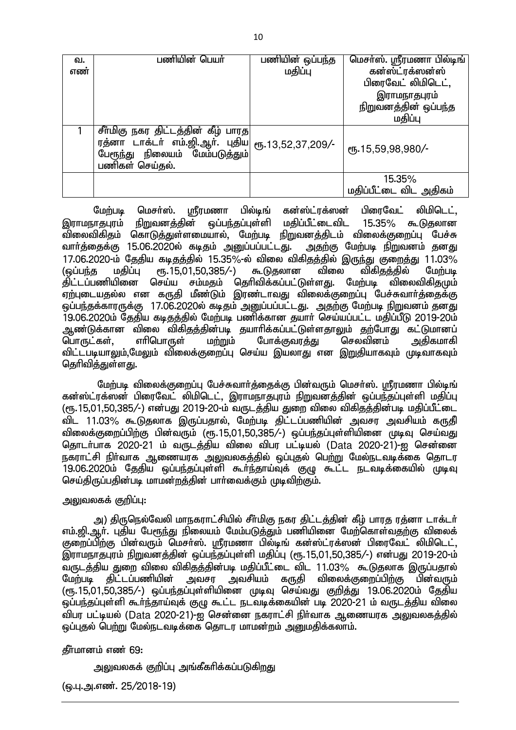| வ. எண் | பணியின் பெயர் | பணியின் ஒப்பந்த மதிப்பு | மெசர்ஸ். ஸ்ரீரமணா பில்டிங் கன்ஸ்ட்ரக்ஸன்ஸ் பிரைவேட் லிமிடெட், இராமநாதபுரம் நிறுவனத்தின் ஒப்பந்த மதிப்பு |
|---|---|---|---|
| 1 | சீர்மிகு நகர திட்டத்தின் கீழ் பாரத ரத்னா டாக்டர் எம்.ஜி.ஆர். புதிய பேருந்து நிலையம் மேம்படுத்தும் பணிகள் செய்தல். | ரூ.13,52,37,209/- | ரூ.15,59,98,980/- |
| | | | 15.35% மதிப்பீட்டை விட அதிகம் |

மேற்படி மெசர்ஸ். ஸ்ரீரமணா பில்டிங் கன்ஸ்ட்ரக்ஸன் பிரைவேட் லிமிடெட், இராமநாதபுரம் நிறுவனத்தின் ஒப்பந்தப்புள்ளி மதிப்பீட்டைவிட 15.35% கூடுதலான விலைவிகிதம் கொடுத்துள்ளமையால், மேற்படி நிறுவனத்திடம் விலைக்குறைப்பு பேச்சு வார்த்தைக்கு 15.06.2020ல் கடிதம் அனுப்பப்பட்டது. அதற்கு மேற்படி நிறுவனம் தனது 17.06.2020-ம் தேதிய கடிதத்தில் 15.35%-ல் விலை விகிதத்தில் இருந்து குறைத்து 11.03% (ஒப்பந்த மதிப்பு ரூ.15,01,50,385/-) கூடுதலான விலை விகிதத்தில் மேற்படி திட்டப்பணியினை செய்ய சம்மதம் தெரிவிக்கப்பட்டுள்ளது. மேற்படி விலைவிகிதமும் ஏற்புடையதல்ல என கருதி மீண்டும் இரண்டாவது விலைக்குறைப்பு பேச்சுவார்த்தைக்கு ஒப்பந்தக்காரருக்கு 17.06.2020ல் கடிதம் அனுப்பப்பட்டது. அதற்கு மேற்படி நிறுவனம் தனது 19.06.2020ம் தேதிய கடிதத்தில் மேற்படி பணிக்கான தயார் செய்யப்பட்ட மதிப்பீடு 2019-20ம் ஆண்டுக்கான விலை விகிதத்தின்படி தயாரிக்கப்பட்டுள்ளதாலும் தற்போது கட்டுமானப் பொருட்கள், எரிபொருள் மற்றும் போக்குவரத்து செலவினம் அதிகமாகி விட்டபடியாலும்,மேலும் விலைக்குறைப்பு செய்ய இயலாது என இறுதியாகவும் முடிவாகவும் தெரிவித்துள்ளது.

மேற்படி விலைக்குறைப்பு பேச்சுவார்த்தைக்கு பின்வரும் மெசர்ஸ். ஸ்ரீரமணா பில்டிங் கன்ஸ்ட்ரக்ஸன் பிரைவேட் லிமிடெட், இராமநாதபுரம் நிறுவனத்தின் ஒப்பந்தப்புள்ளி மதிப்பு (ரூ.15,01,50,385/-) என்பது 2019-20-ம் வருடத்திய துறை விலை விகிதத்தின்படி மதிப்பீட்டை விட 11.03% கூடுதலாக இருப்பதால், மேற்படி திட்டப்பணியின் அவசர அவசியம் கருதி விலைக்குறைப்பிற்கு பின்வரும் (ரூ.15,01,50,385/-) ஒப்பந்தப்புள்ளியினை முடிவு செய்வது தொடர்பாக 2020-21 ம் வருடத்திய விலை விபர பட்டியல் (Data 2020-21)-ஐ சென்னை நகராட்சி நிர்வாக ஆணையரக அலுவலகத்தில் ஒப்புதல் பெற்று மேல்நடவடிக்கை தொடர 19.06.2020ம் தேதிய ஒப்பந்தப்புள்ளி கூர்ந்தாய்வுக் குழு கூட்ட நடவடிக்கையில் முடிவு செய்திருப்பதின்படி மாமன்றத்தின் பார்வைக்கும் முடிவிற்கும்.

அலுவலகக் குறிப்பு:

அ) திருநெல்வேலி மாநகராட்சியில் சீர்மிகு நகர திட்டத்தின் கீழ் பாரத ரத்னா டாக்டர் எம்.ஜி.ஆர். புதிய பேருந்து நிலையம் மேம்படுத்தும் பணியினை மேற்கொள்வதற்கு விலைக் குறைப்பிற்கு பின்வரும் மெசர்ஸ். ஸ்ரீரமணா பில்டிங் கன்ஸ்ட்ரக்ஸன் பிரைவேட் லிமிடெட், இராமநாதபுரம் நிறுவனத்தின் ஒப்பந்தப்புள்ளி மதிப்பு (ரூ.15,01,50,385/-) என்பது 2019-20-ம் வருடத்திய துறை விலை விகிதத்தின்படி மதிப்பீட்டை விட 11.03% கூடுதலாக இருப்பதால் மேற்படி திட்டப்பணியின் அவசர அவசியம் கருதி விலைக்குறைப்பிற்கு பின்வரும் (ரூ.15,01,50,385/-) ஒப்பந்தப்புள்ளியினை முடிவு செய்வது குறித்து 19.06.2020ம் தேதிய ஒப்பந்தப்புள்ளி கூர்ந்தாய்வுக் குழு கூட்ட நடவடிக்கையின் படி 2020-21 ம் வருடத்திய விலை விபர பட்டியல் (Data 2020-21)-ஐ சென்னை நகராட்சி நிர்வாக ஆணையரக அலுவலகத்தில் ஒப்புதல் பெற்று மேல்நடவடிக்கை தொடர மாமன்றம் அனுமதிக்கலாம்.

தீர்மானம் எண் 69:

அலுவலகக் குறிப்பு அங்கீகரிக்கப்படுகிறது

(ஒ.பு.அ.எண். 25/2018-19)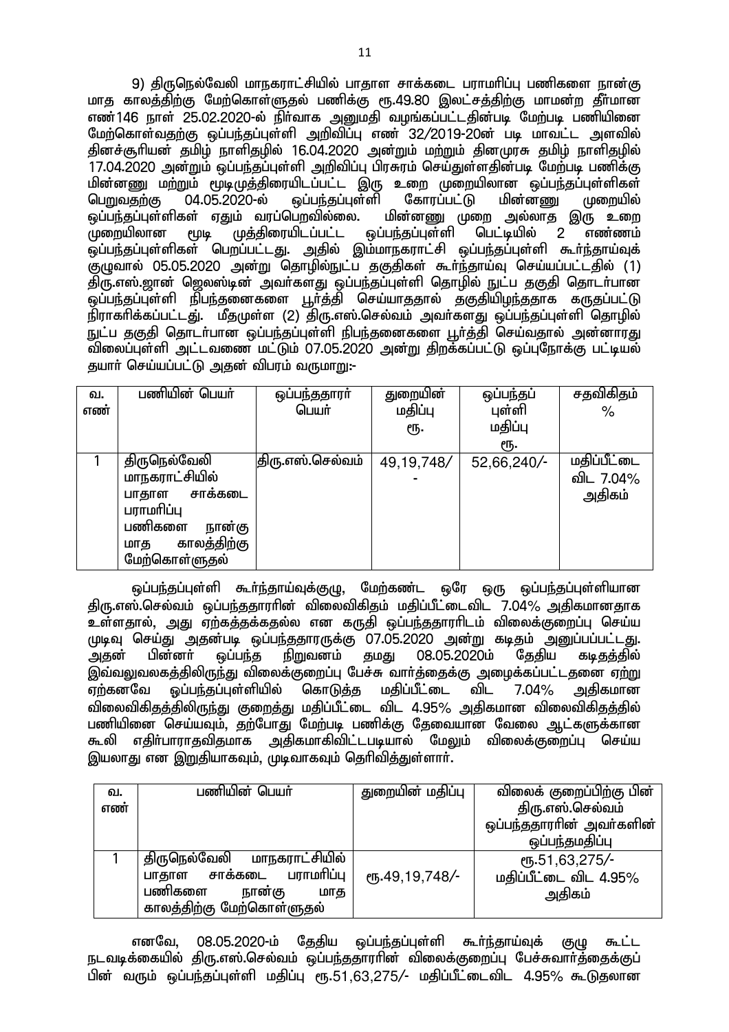9) திருநெல்வேலி மாநகராட்சியில் பாதாள சாக்கடை பராமரிப்பு பணிகளை நான்கு மாத காலத்திற்கு மேற்கொள்ளுதல் பணிக்கு ரூ.49.80 இலட்சத்திற்கு மாமன்ற தீர்மான எண்146 நாள் 25.02.2020-ல் நிர்வாக அனுமதி வழங்கப்பட்டதின்படி மேற்படி பணியினை மேற்கொள்வதற்கு ஒப்பந்தப்புள்ளி அறிவிப்பு எண் 32/2019-20ன் படி மாவட்ட அளவில் தினச்சூரியன் தமிழ் நாளிதழில் 16.04.2020 அன்றும் மற்றும் தினமுரசு தமிழ் நாளிதழில் 17.04.2020 அன்றும் ஒப்பந்தப்புள்ளி அறிவிப்பு பிரசுரம் செய்துள்ளதின்படி மேற்படி பணிக்கு மின்னணு மற்றும் மூடிமுத்திரையிடப்பட்ட இரு உறை முறையிலான ஒப்பந்தப்புள்ளிகள் பெறுவதற்கு 04.05.2020-ல் ஒப்பந்தப்புள்ளி கோரப்பட்டு மின்னணு முறையில் ஒப்பந்தப்புள்ளிகள் ஏதும் வரப்பெறவில்லை. மின்னணு முறை அல்லாத இரு உறை முறையிலான மூடி முத்திரையிடப்பட்ட ஒப்பந்தப்புள்ளி பெட்டியில் 2 எண்ணம் ஒப்பந்தப்புள்ளிகள் பெறப்பட்டது. அதில் இம்மாநகராட்சி ஒப்பந்தப்புள்ளி கூர்ந்தாய்வுக் குழுவால் 05.05.2020 அன்று தொழில்நுட்ப தகுதிகள் கூர்ந்தாய்வு செய்யப்பட்டதில் (1) திரு.எஸ்.ஜான் ஜெலஸ்டின் அவர்களது ஒப்பந்தப்புள்ளி தொழில் நுட்ப தகுதி தொடர்பான ஒப்பந்தப்புள்ளி நிபந்தனைகளை பூர்த்தி செய்யாததால் தகுதியிழந்ததாக கருதப்பட்டு நிராகரிக்கப்பட்டது. மீதமுள்ள (2) திரு.எஸ்.செல்வம் அவர்களது ஒப்பந்தப்புள்ளி தொழில் நுட்ப தகுதி தொடர்பான ஒப்பந்தப்புள்ளி நிபந்தனைகளை பூர்த்தி செய்வதால் அன்னாரது விலைப்புள்ளி அட்டவணை மட்டும் 07.05.2020 அன்று திறக்கப்பட்டு ஒப்புநோக்கு பட்டியல் தயார் செய்யப்பட்டு அதன் விபரம் வருமாறு:-

| வ. எண் | பணியின் பெயர் | ஒப்பந்ததாரர் பெயர் | துறையின் மதிப்பு ரூ. | ஒப்பந்தப் புள்ளி மதிப்பு ரூ. | சதவிகிதம் % |
|---|---|---|---|---|---|
| 1 | திருநெல்வேலி மாநகராட்சியில் பாதாள சாக்கடை பராமரிப்பு பணிகளை நான்கு மாத காலத்திற்கு மேற்கொள்ளுதல் | திரு.எஸ்.செல்வம் | 49,19,748/- | 52,66,240/- | மதிப்பீட்டை விட 7.04% அதிகம் |

ஒப்பந்தப்புள்ளி கூர்ந்தாய்வுக்குழு, மேற்கண்ட ஒரே ஒரு ஒப்பந்தப்புள்ளியான திரு.எஸ்.செல்வம் ஒப்பந்ததாரரின் விலைவிகிதம் மதிப்பீட்டைவிட 7.04% அதிகமானதாக உள்ளதால், அது ஏற்கத்தக்கதல்ல என கருதி ஒப்பந்ததாரரிடம் விலைக்குறைப்பு செய்ய முடிவு செய்து அதன்படி ஒப்பந்ததாரருக்கு 07.05.2020 அன்று கடிதம் அனுப்பப்பட்டது. அதன் பின்னர் ஒப்பந்த நிறுவனம் தமது 08.05.2020ம் தேதிய கடிதத்தில் இவ்வலுவலகத்திலிருந்து விலைக்குறைப்பு பேச்சு வார்த்தைக்கு அழைக்கப்பட்டதனை ஏற்று ஏற்கனவே ஒப்பந்தப்புள்ளியில் கொடுத்த மதிப்பீட்டை விட 7.04% அதிகமான விலைவிகிதத்திலிருந்து குறைத்து மதிப்பீட்டை விட 4.95% அதிகமான விலைவிகிதத்தில் பணியினை செய்யவும், தற்போது மேற்படி பணிக்கு தேவையான வேலை ஆட்களுக்கான கூலி எதிர்பாராதவிதமாக அதிகமாகிவிட்டபடியால் மேலும் விலைக்குறைப்பு செய்ய இயலாது என இறுதியாகவும், முடிவாகவும் தெரிவித்துள்ளார்.

| வ. எண் | பணியின் பெயர் | துறையின் மதிப்பு | விலைக் குறைப்பிற்கு பின் திரு.எஸ்.செல்வம் ஒப்பந்ததாரரின் அவர்களின் ஒப்பந்தமதிப்பு |
|---|---|---|---|
| 1 | திருநெல்வேலி மாநகராட்சியில் பாதாள சாக்கடை பராமரிப்பு பணிகளை நான்கு மாத காலத்திற்கு மேற்கொள்ளுதல் | ரூ.49,19,748/- | ரூ.51,63,275/- மதிப்பீட்டை விட 4.95% அதிகம் |

எனவே, 08.05.2020-ம் தேதிய ஒப்பந்தப்புள்ளி கூர்ந்தாய்வுக் குழு கூட்ட நடவடிக்கையில் திரு.எஸ்.செல்வம் ஒப்பந்ததாரரின் விலைக்குறைப்பு பேச்சுவார்த்தைக்குப் பின் வரும் ஒப்பந்தப்புள்ளி மதிப்பு ரூ.51,63,275/- மதிப்பீட்டைவிட 4.95% கூடுதலான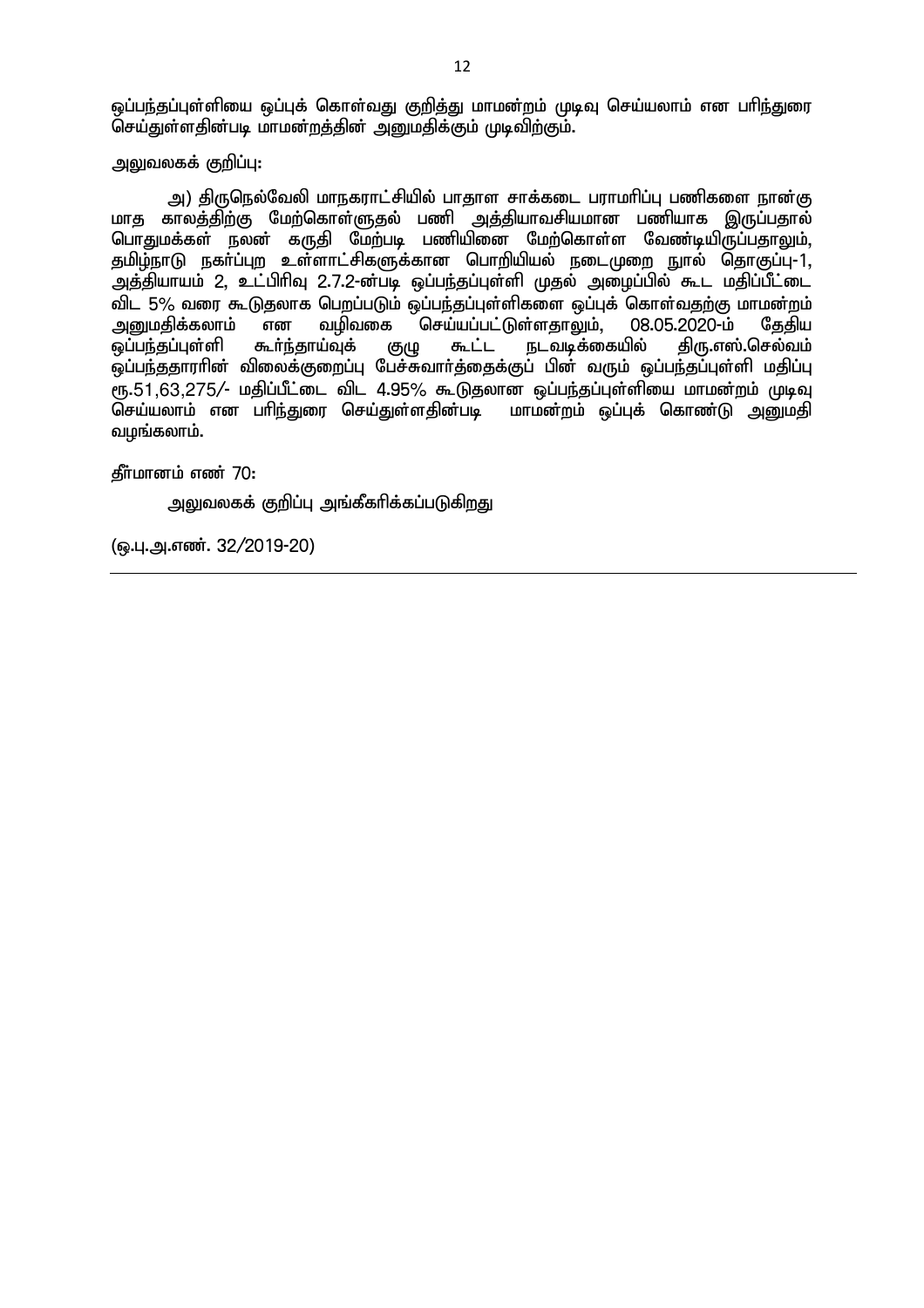ஒப்பந்தப்புள்ளியை ஒப்புக் கொள்வது குறித்து மாமன்றம் முடிவு செய்யலாம் என பரிந்துரை செய்துள்ளதின்படி மாமன்றத்தின் அனுமதிக்கும் முடிவிற்கும்.

அலுவலகக் குறிப்பு:

அ) திருநெல்வேலி மாநகராட்சியில் பாதாள சாக்கடை பராமரிப்பு பணிகளை நான்கு மாத காலத்திற்கு மேற்கொள்ளுதல் பணி அத்தியாவசியமான பணியாக இருப்பதால் பொதுமக்கள் நலன் கருதி மேற்படி பணியினை மேற்கொள்ள வேண்டியிருப்பதாலும், தமிழ்நாடு நகர்ப்புற உள்ளாட்சிகளுக்கான பொறியியல் நடைமுறை நூல் தொகுப்பு-1, அத்தியாயம் 2, உட்பிரிவு 2.7.2-ன்படி ஒப்பந்தப்புள்ளி முதல் அழைப்பில் கூட மதிப்பீட்டை விட 5% வரை கூடுதலாக பெறப்படும் ஒப்பந்தப்புள்ளிகளை ஒப்புக் கொள்வதற்கு மாமன்றம் அனுமதிக்கலாம் என வழிவகை செய்யப்பட்டுள்ளதாலும், 08.05.2020-ம் தேதிய ஒப்பந்தப்புள்ளி கூர்ந்தாய்வுக் குழு கூட்ட நடவடிக்கையில் திரு.எஸ்.செல்வம் ஒப்பந்ததாரரின் விலைக்குறைப்பு பேச்சுவார்த்தைக்குப் பின் வரும் ஒப்பந்தப்புள்ளி மதிப்பு ரூ.51,63,275/- மதிப்பீட்டை விட 4.95% கூடுதலான ஒப்பந்தப்புள்ளியை மாமன்றம் முடிவு செய்யலாம் என பரிந்துரை செய்துள்ளதின்படி மாமன்றம் ஒப்புக் கொண்டு அனுமதி வழங்கலாம்.

தீர்மானம் எண் 70:

அலுவலகக் குறிப்பு அங்கீகரிக்கப்படுகிறது

(ஒ.பு.அ.எண். 32/2019-20)

---